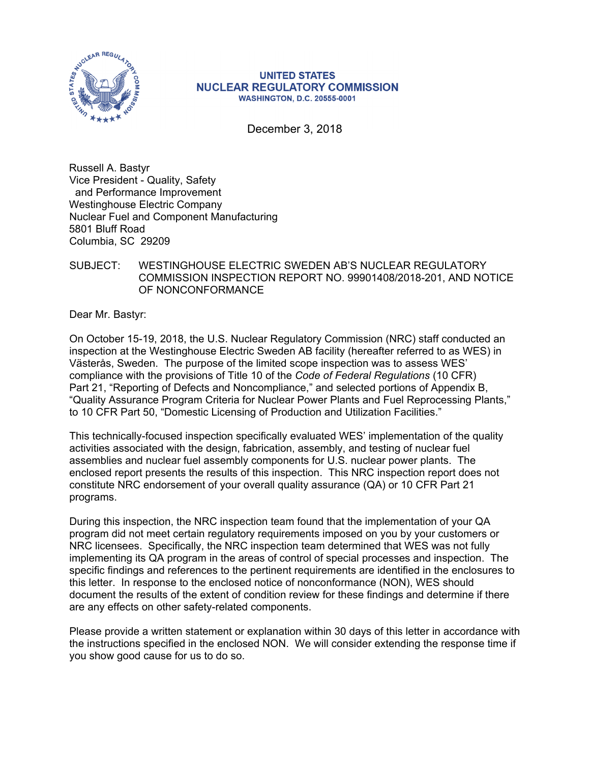UNITED STATES
NUCLEAR REGULATORY COMMISSION
WASHINGTON, D.C. 20555-0001

December 3, 2018

Russell A. Bastyr
Vice President - Quality, Safety
and Performance Improvement
Westinghouse Electric Company
Nuclear Fuel and Component Manufacturing
5801 Bluff Road
Columbia, SC 29209

SUBJECT: WESTINGHOUSE ELECTRIC SWEDEN AB'S NUCLEAR REGULATORY COMMISSION INSPECTION REPORT NO. 99901408/2018-201, AND NOTICE OF NONCONFORMANCE

Dear Mr. Bastyr:

On October 15-19, 2018, the U.S. Nuclear Regulatory Commission (NRC) staff conducted an inspection at the Westinghouse Electric Sweden AB facility (hereafter referred to as WES) in Västerås, Sweden. The purpose of the limited scope inspection was to assess WES' compliance with the provisions of Title 10 of the *Code of Federal Regulations* (10 CFR) Part 21, "Reporting of Defects and Noncompliance," and selected portions of Appendix B, "Quality Assurance Program Criteria for Nuclear Power Plants and Fuel Reprocessing Plants," to 10 CFR Part 50, "Domestic Licensing of Production and Utilization Facilities."

This technically-focused inspection specifically evaluated WES' implementation of the quality activities associated with the design, fabrication, assembly, and testing of nuclear fuel assemblies and nuclear fuel assembly components for U.S. nuclear power plants. The enclosed report presents the results of this inspection. This NRC inspection report does not constitute NRC endorsement of your overall quality assurance (QA) or 10 CFR Part 21 programs.

During this inspection, the NRC inspection team found that the implementation of your QA program did not meet certain regulatory requirements imposed on you by your customers or NRC licensees. Specifically, the NRC inspection team determined that WES was not fully implementing its QA program in the areas of control of special processes and inspection. The specific findings and references to the pertinent requirements are identified in the enclosures to this letter. In response to the enclosed notice of nonconformance (NON), WES should document the results of the extent of condition review for these findings and determine if there are any effects on other safety-related components.

Please provide a written statement or explanation within 30 days of this letter in accordance with the instructions specified in the enclosed NON. We will consider extending the response time if you show good cause for us to do so.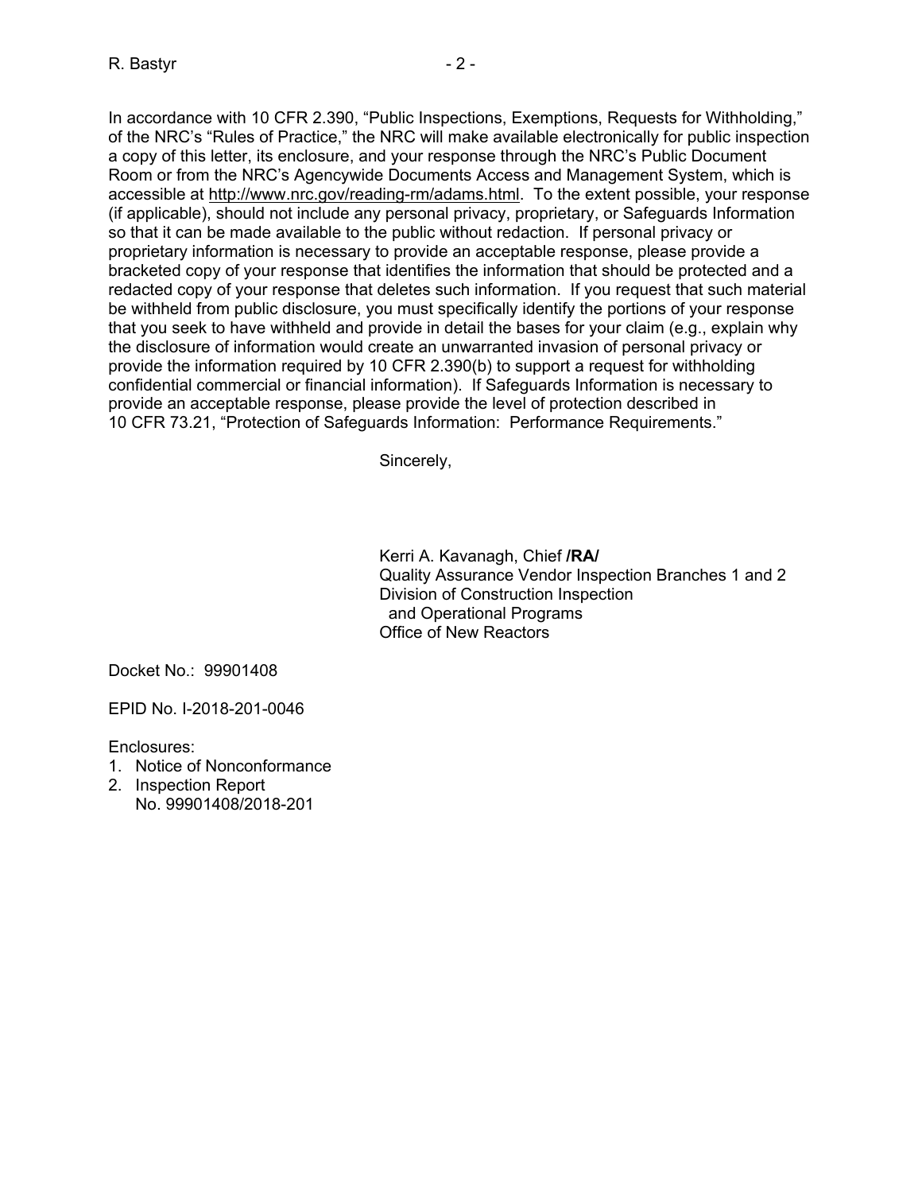In accordance with 10 CFR 2.390, "Public Inspections, Exemptions, Requests for Withholding," of the NRC's "Rules of Practice," the NRC will make available electronically for public inspection a copy of this letter, its enclosure, and your response through the NRC's Public Document Room or from the NRC's Agencywide Documents Access and Management System, which is accessible at http://www.nrc.gov/reading-rm/adams.html. To the extent possible, your response (if applicable), should not include any personal privacy, proprietary, or Safeguards Information so that it can be made available to the public without redaction. If personal privacy or proprietary information is necessary to provide an acceptable response, please provide a bracketed copy of your response that identifies the information that should be protected and a redacted copy of your response that deletes such information. If you request that such material be withheld from public disclosure, you must specifically identify the portions of your response that you seek to have withheld and provide in detail the bases for your claim (e.g., explain why the disclosure of information would create an unwarranted invasion of personal privacy or provide the information required by 10 CFR 2.390(b) to support a request for withholding confidential commercial or financial information). If Safeguards Information is necessary to provide an acceptable response, please provide the level of protection described in 10 CFR 73.21, "Protection of Safeguards Information: Performance Requirements."

Sincerely,

Kerri A. Kavanagh, Chief **/RA/**
Quality Assurance Vendor Inspection Branches 1 and 2
Division of Construction Inspection
and Operational Programs
Office of New Reactors

Docket No.: 99901408

EPID No. I-2018-201-0046

Enclosures:
1. Notice of Nonconformance
2. Inspection Report
   No. 99901408/2018-201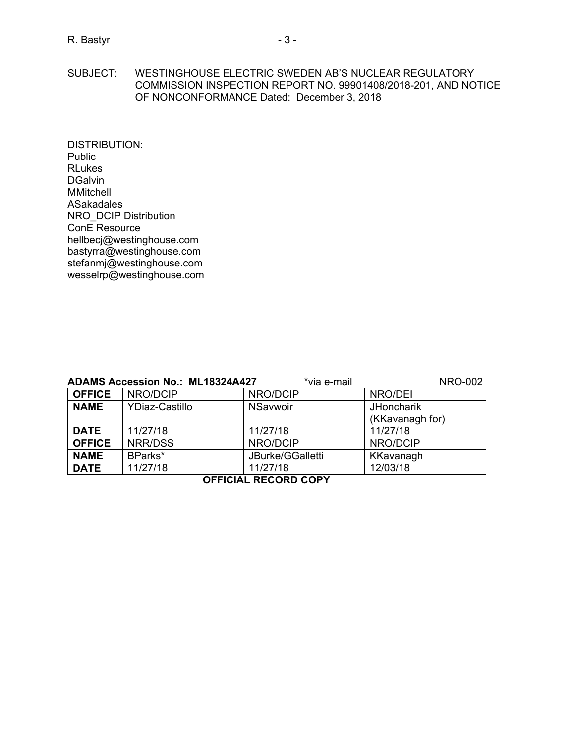SUBJECT: WESTINGHOUSE ELECTRIC SWEDEN AB'S NUCLEAR REGULATORY COMMISSION INSPECTION REPORT NO. 99901408/2018-201, AND NOTICE OF NONCONFORMANCE Dated: December 3, 2018

DISTRIBUTION:
Public
RLukes
DGalvin
MMitchell
ASakadales
NRO_DCIP Distribution
ConE Resource
hellbecj@westinghouse.com
bastyrra@westinghouse.com
stefanmj@westinghouse.com
wesselrp@westinghouse.com

**ADAMS Accession No.: ML18324A427** *via e-mail NRO-002

| **OFFICE** | NRO/DCIP | NRO/DCIP | NRO/DEI |
|---|---|---|---|
| **NAME** | YDiaz-Castillo | NSavwoir | JHoncharik (KKavanagh for) |
| **DATE** | 11/27/18 | 11/27/18 | 11/27/18 |
| **OFFICE** | NRR/DSS | NRO/DCIP | NRO/DCIP |
| **NAME** | BParks* | JBurke/GGalletti | KKavanagh |
| **DATE** | 11/27/18 | 11/27/18 | 12/03/18 |

**OFFICIAL RECORD COPY**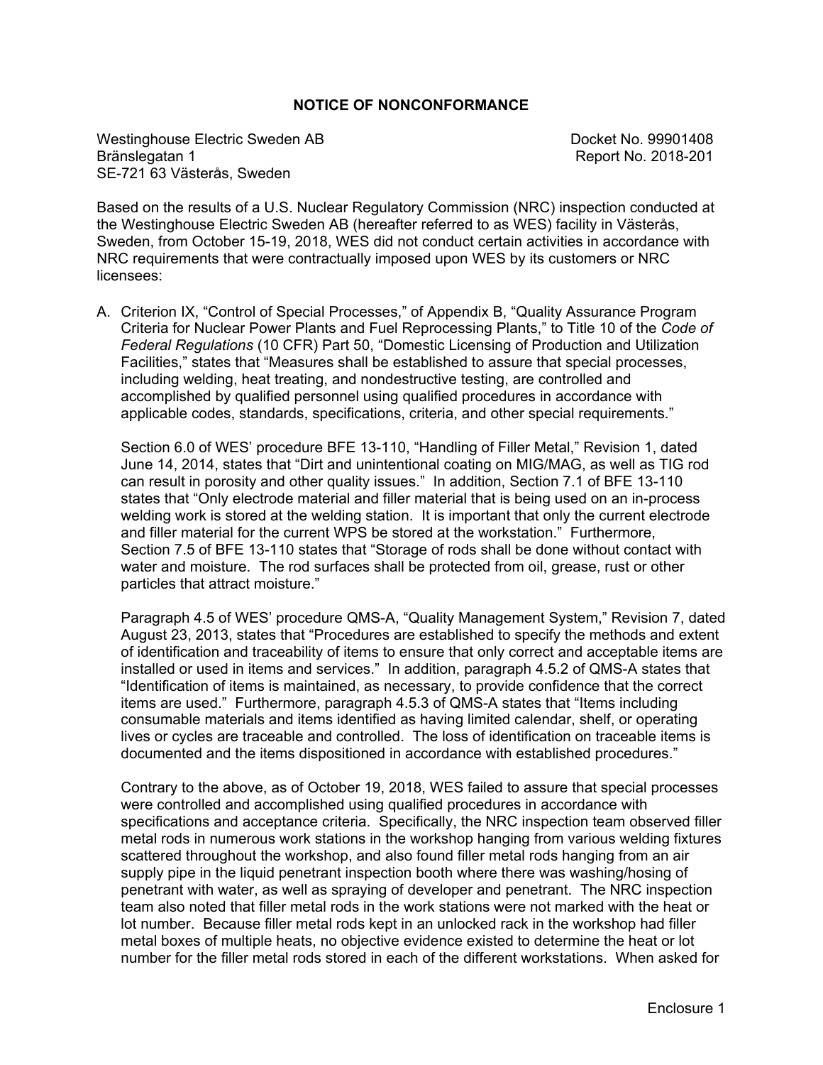## NOTICE OF NONCONFORMANCE

Westinghouse Electric Sweden AB
Bränslegatan 1
SE-721 63 Västerås, Sweden

Docket No. 99901408
Report No. 2018-201

Based on the results of a U.S. Nuclear Regulatory Commission (NRC) inspection conducted at the Westinghouse Electric Sweden AB (hereafter referred to as WES) facility in Västerås, Sweden, from October 15-19, 2018, WES did not conduct certain activities in accordance with NRC requirements that were contractually imposed upon WES by its customers or NRC licensees:

A. Criterion IX, "Control of Special Processes," of Appendix B, "Quality Assurance Program Criteria for Nuclear Power Plants and Fuel Reprocessing Plants," to Title 10 of the *Code of Federal Regulations* (10 CFR) Part 50, "Domestic Licensing of Production and Utilization Facilities," states that "Measures shall be established to assure that special processes, including welding, heat treating, and nondestructive testing, are controlled and accomplished by qualified personnel using qualified procedures in accordance with applicable codes, standards, specifications, criteria, and other special requirements."

   Section 6.0 of WES' procedure BFE 13-110, "Handling of Filler Metal," Revision 1, dated June 14, 2014, states that "Dirt and unintentional coating on MIG/MAG, as well as TIG rod can result in porosity and other quality issues." In addition, Section 7.1 of BFE 13-110 states that "Only electrode material and filler material that is being used on an in-process welding work is stored at the welding station. It is important that only the current electrode and filler material for the current WPS be stored at the workstation." Furthermore, Section 7.5 of BFE 13-110 states that "Storage of rods shall be done without contact with water and moisture. The rod surfaces shall be protected from oil, grease, rust or other particles that attract moisture."

   Paragraph 4.5 of WES' procedure QMS-A, "Quality Management System," Revision 7, dated August 23, 2013, states that "Procedures are established to specify the methods and extent of identification and traceability of items to ensure that only correct and acceptable items are installed or used in items and services." In addition, paragraph 4.5.2 of QMS-A states that "Identification of items is maintained, as necessary, to provide confidence that the correct items are used." Furthermore, paragraph 4.5.3 of QMS-A states that "Items including consumable materials and items identified as having limited calendar, shelf, or operating lives or cycles are traceable and controlled. The loss of identification on traceable items is documented and the items dispositioned in accordance with established procedures."

   Contrary to the above, as of October 19, 2018, WES failed to assure that special processes were controlled and accomplished using qualified procedures in accordance with specifications and acceptance criteria. Specifically, the NRC inspection team observed filler metal rods in numerous work stations in the workshop hanging from various welding fixtures scattered throughout the workshop, and also found filler metal rods hanging from an air supply pipe in the liquid penetrant inspection booth where there was washing/hosing of penetrant with water, as well as spraying of developer and penetrant. The NRC inspection team also noted that filler metal rods in the work stations were not marked with the heat or lot number. Because filler metal rods kept in an unlocked rack in the workshop had filler metal boxes of multiple heats, no objective evidence existed to determine the heat or lot number for the filler metal rods stored in each of the different workstations. When asked for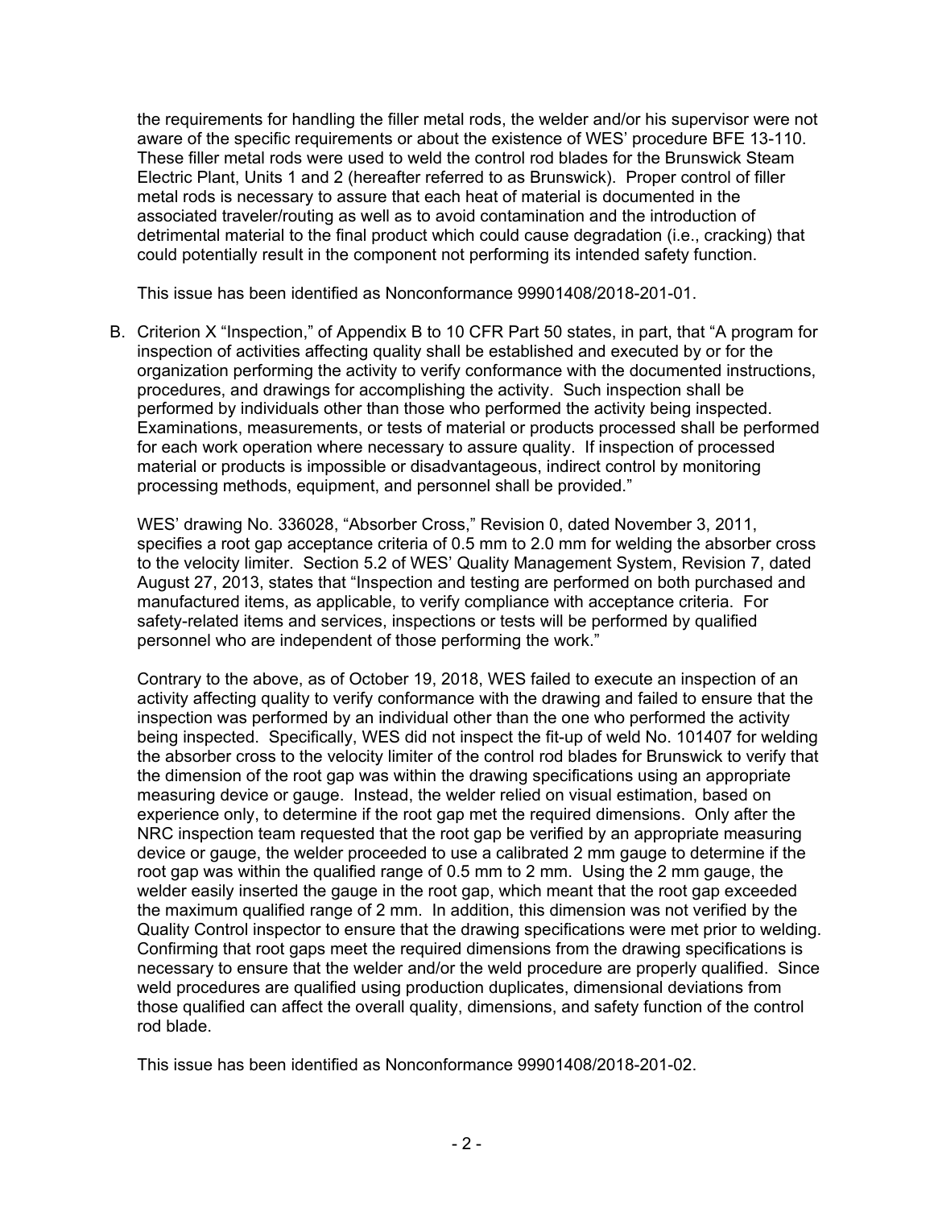the requirements for handling the filler metal rods, the welder and/or his supervisor were not aware of the specific requirements or about the existence of WES' procedure BFE 13-110. These filler metal rods were used to weld the control rod blades for the Brunswick Steam Electric Plant, Units 1 and 2 (hereafter referred to as Brunswick). Proper control of filler metal rods is necessary to assure that each heat of material is documented in the associated traveler/routing as well as to avoid contamination and the introduction of detrimental material to the final product which could cause degradation (i.e., cracking) that could potentially result in the component not performing its intended safety function.

This issue has been identified as Nonconformance 99901408/2018-201-01.

B. Criterion X "Inspection," of Appendix B to 10 CFR Part 50 states, in part, that "A program for inspection of activities affecting quality shall be established and executed by or for the organization performing the activity to verify conformance with the documented instructions, procedures, and drawings for accomplishing the activity. Such inspection shall be performed by individuals other than those who performed the activity being inspected. Examinations, measurements, or tests of material or products processed shall be performed for each work operation where necessary to assure quality. If inspection of processed material or products is impossible or disadvantageous, indirect control by monitoring processing methods, equipment, and personnel shall be provided."

   WES' drawing No. 336028, "Absorber Cross," Revision 0, dated November 3, 2011, specifies a root gap acceptance criteria of 0.5 mm to 2.0 mm for welding the absorber cross to the velocity limiter. Section 5.2 of WES' Quality Management System, Revision 7, dated August 27, 2013, states that "Inspection and testing are performed on both purchased and manufactured items, as applicable, to verify compliance with acceptance criteria. For safety-related items and services, inspections or tests will be performed by qualified personnel who are independent of those performing the work."

   Contrary to the above, as of October 19, 2018, WES failed to execute an inspection of an activity affecting quality to verify conformance with the drawing and failed to ensure that the inspection was performed by an individual other than the one who performed the activity being inspected. Specifically, WES did not inspect the fit-up of weld No. 101407 for welding the absorber cross to the velocity limiter of the control rod blades for Brunswick to verify that the dimension of the root gap was within the drawing specifications using an appropriate measuring device or gauge. Instead, the welder relied on visual estimation, based on experience only, to determine if the root gap met the required dimensions. Only after the NRC inspection team requested that the root gap be verified by an appropriate measuring device or gauge, the welder proceeded to use a calibrated 2 mm gauge to determine if the root gap was within the qualified range of 0.5 mm to 2 mm. Using the 2 mm gauge, the welder easily inserted the gauge in the root gap, which meant that the root gap exceeded the maximum qualified range of 2 mm. In addition, this dimension was not verified by the Quality Control inspector to ensure that the drawing specifications were met prior to welding. Confirming that root gaps meet the required dimensions from the drawing specifications is necessary to ensure that the welder and/or the weld procedure are properly qualified. Since weld procedures are qualified using production duplicates, dimensional deviations from those qualified can affect the overall quality, dimensions, and safety function of the control rod blade.

   This issue has been identified as Nonconformance 99901408/2018-201-02.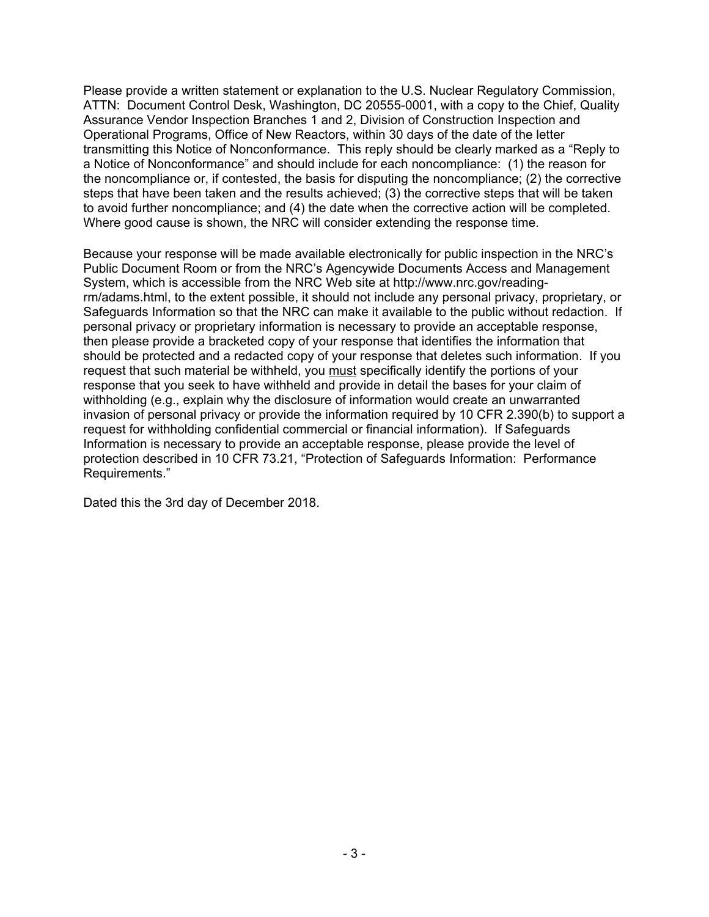Please provide a written statement or explanation to the U.S. Nuclear Regulatory Commission, ATTN: Document Control Desk, Washington, DC 20555-0001, with a copy to the Chief, Quality Assurance Vendor Inspection Branches 1 and 2, Division of Construction Inspection and Operational Programs, Office of New Reactors, within 30 days of the date of the letter transmitting this Notice of Nonconformance. This reply should be clearly marked as a "Reply to a Notice of Nonconformance" and should include for each noncompliance: (1) the reason for the noncompliance or, if contested, the basis for disputing the noncompliance; (2) the corrective steps that have been taken and the results achieved; (3) the corrective steps that will be taken to avoid further noncompliance; and (4) the date when the corrective action will be completed. Where good cause is shown, the NRC will consider extending the response time.

Because your response will be made available electronically for public inspection in the NRC's Public Document Room or from the NRC's Agencywide Documents Access and Management System, which is accessible from the NRC Web site at http://www.nrc.gov/reading-rm/adams.html, to the extent possible, it should not include any personal privacy, proprietary, or Safeguards Information so that the NRC can make it available to the public without redaction. If personal privacy or proprietary information is necessary to provide an acceptable response, then please provide a bracketed copy of your response that identifies the information that should be protected and a redacted copy of your response that deletes such information. If you request that such material be withheld, you <u>must</u> specifically identify the portions of your response that you seek to have withheld and provide in detail the bases for your claim of withholding (e.g., explain why the disclosure of information would create an unwarranted invasion of personal privacy or provide the information required by 10 CFR 2.390(b) to support a request for withholding confidential commercial or financial information). If Safeguards Information is necessary to provide an acceptable response, please provide the level of protection described in 10 CFR 73.21, "Protection of Safeguards Information: Performance Requirements."

Dated this the 3rd day of December 2018.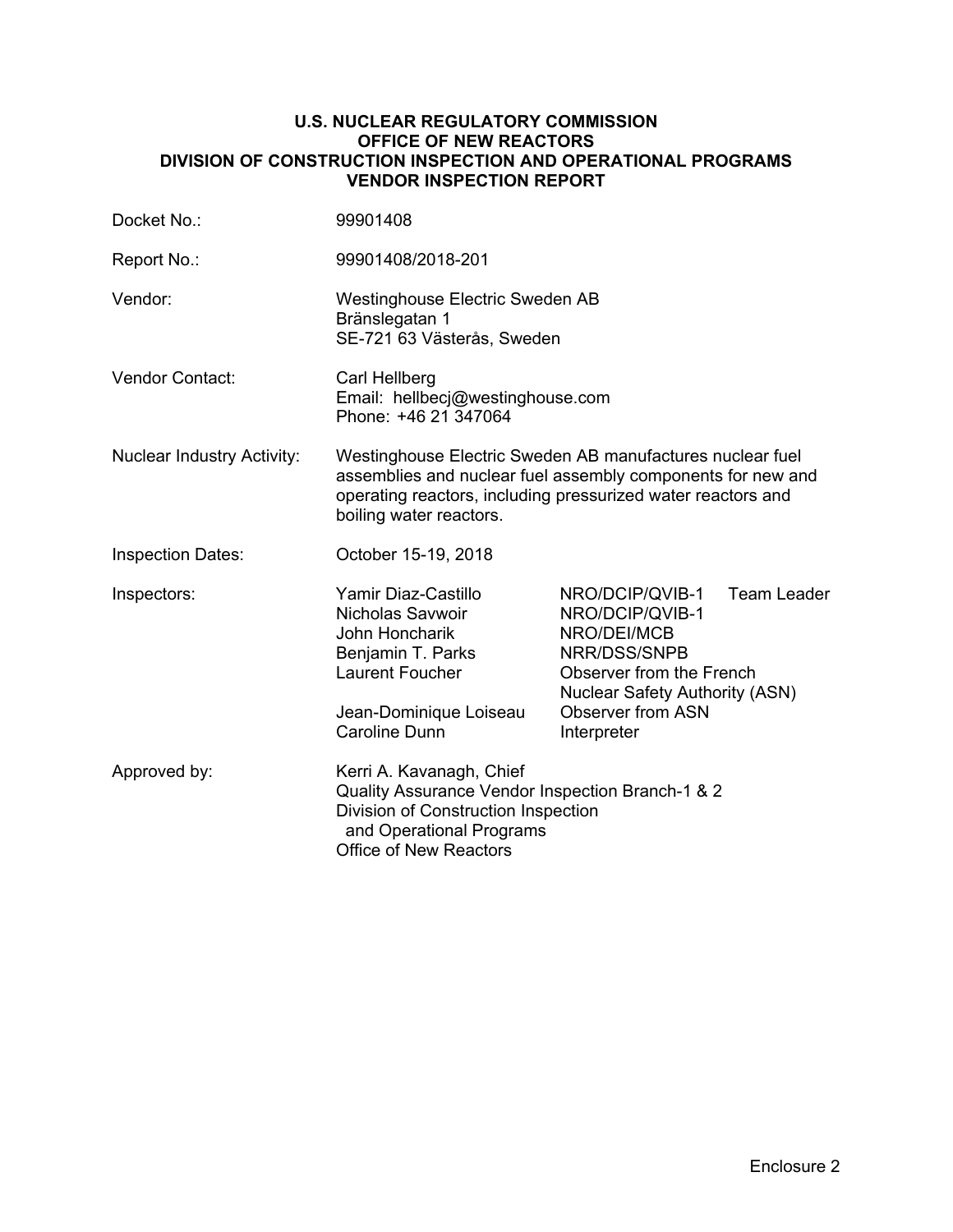**U.S. NUCLEAR REGULATORY COMMISSION**
**OFFICE OF NEW REACTORS**
**DIVISION OF CONSTRUCTION INSPECTION AND OPERATIONAL PROGRAMS**
**VENDOR INSPECTION REPORT**

| | |
|---|---|
| Docket No.: | 99901408 |
| Report No.: | 99901408/2018-201 |
| Vendor: | Westinghouse Electric Sweden AB<br>Bränslegatan 1<br>SE-721 63 Västerås, Sweden |
| Vendor Contact: | Carl Hellberg<br>Email: hellbecj@westinghouse.com<br>Phone: +46 21 347064 |
| Nuclear Industry Activity: | Westinghouse Electric Sweden AB manufactures nuclear fuel assemblies and nuclear fuel assembly components for new and operating reactors, including pressurized water reactors and boiling water reactors. |
| Inspection Dates: | October 15-19, 2018 |

| Inspectors: | | |
|---|---|---|
| | Yamir Diaz-Castillo | NRO/DCIP/QVIB-1 Team Leader |
| | Nicholas Savwoir | NRO/DCIP/QVIB-1 |
| | John Honcharik | NRO/DEI/MCB |
| | Benjamin T. Parks | NRR/DSS/SNPB |
| | Laurent Foucher | Observer from the French Nuclear Safety Authority (ASN) |
| | Jean-Dominique Loiseau | Observer from ASN |
| | Caroline Dunn | Interpreter |

Approved by: Kerri A. Kavanagh, Chief
Quality Assurance Vendor Inspection Branch-1 & 2
Division of Construction Inspection
and Operational Programs
Office of New Reactors

Enclosure 2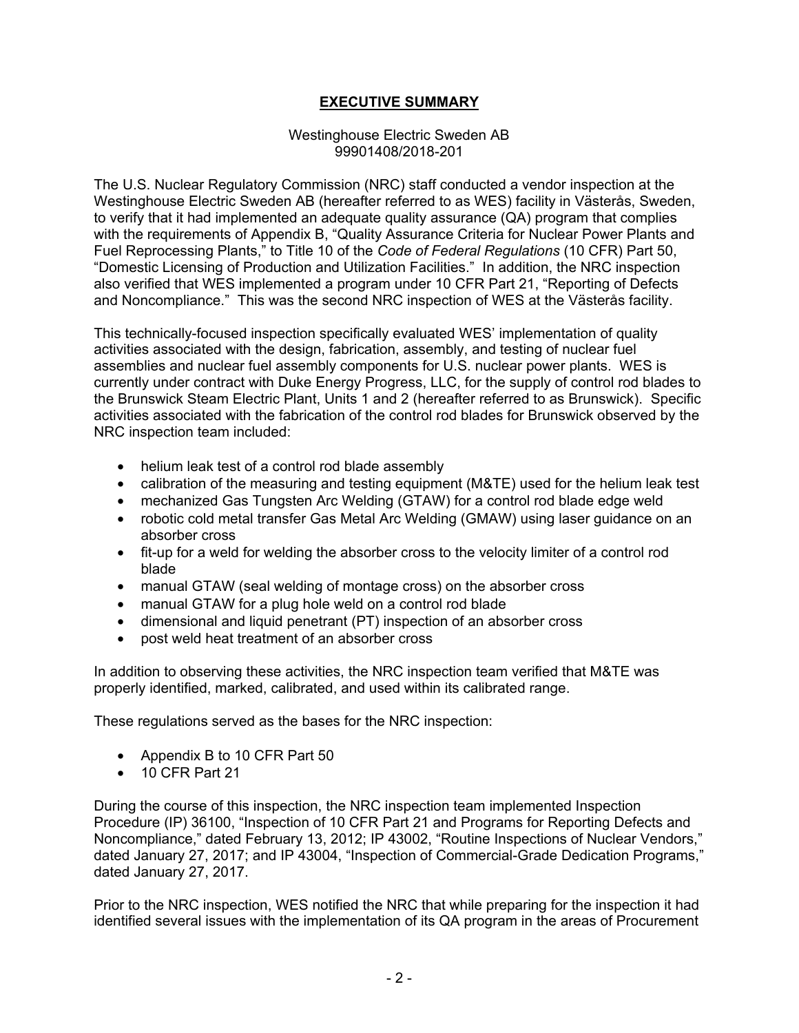# EXECUTIVE SUMMARY

Westinghouse Electric Sweden AB
99901408/2018-201

The U.S. Nuclear Regulatory Commission (NRC) staff conducted a vendor inspection at the Westinghouse Electric Sweden AB (hereafter referred to as WES) facility in Västerås, Sweden, to verify that it had implemented an adequate quality assurance (QA) program that complies with the requirements of Appendix B, "Quality Assurance Criteria for Nuclear Power Plants and Fuel Reprocessing Plants," to Title 10 of the *Code of Federal Regulations* (10 CFR) Part 50, "Domestic Licensing of Production and Utilization Facilities." In addition, the NRC inspection also verified that WES implemented a program under 10 CFR Part 21, "Reporting of Defects and Noncompliance." This was the second NRC inspection of WES at the Västerås facility.

This technically-focused inspection specifically evaluated WES' implementation of quality activities associated with the design, fabrication, assembly, and testing of nuclear fuel assemblies and nuclear fuel assembly components for U.S. nuclear power plants. WES is currently under contract with Duke Energy Progress, LLC, for the supply of control rod blades to the Brunswick Steam Electric Plant, Units 1 and 2 (hereafter referred to as Brunswick). Specific activities associated with the fabrication of the control rod blades for Brunswick observed by the NRC inspection team included:

- helium leak test of a control rod blade assembly
- calibration of the measuring and testing equipment (M&TE) used for the helium leak test
- mechanized Gas Tungsten Arc Welding (GTAW) for a control rod blade edge weld
- robotic cold metal transfer Gas Metal Arc Welding (GMAW) using laser guidance on an absorber cross
- fit-up for a weld for welding the absorber cross to the velocity limiter of a control rod blade
- manual GTAW (seal welding of montage cross) on the absorber cross
- manual GTAW for a plug hole weld on a control rod blade
- dimensional and liquid penetrant (PT) inspection of an absorber cross
- post weld heat treatment of an absorber cross

In addition to observing these activities, the NRC inspection team verified that M&TE was properly identified, marked, calibrated, and used within its calibrated range.

These regulations served as the bases for the NRC inspection:

- Appendix B to 10 CFR Part 50
- 10 CFR Part 21

During the course of this inspection, the NRC inspection team implemented Inspection Procedure (IP) 36100, "Inspection of 10 CFR Part 21 and Programs for Reporting Defects and Noncompliance," dated February 13, 2012; IP 43002, "Routine Inspections of Nuclear Vendors," dated January 27, 2017; and IP 43004, "Inspection of Commercial-Grade Dedication Programs," dated January 27, 2017.

Prior to the NRC inspection, WES notified the NRC that while preparing for the inspection it had identified several issues with the implementation of its QA program in the areas of Procurement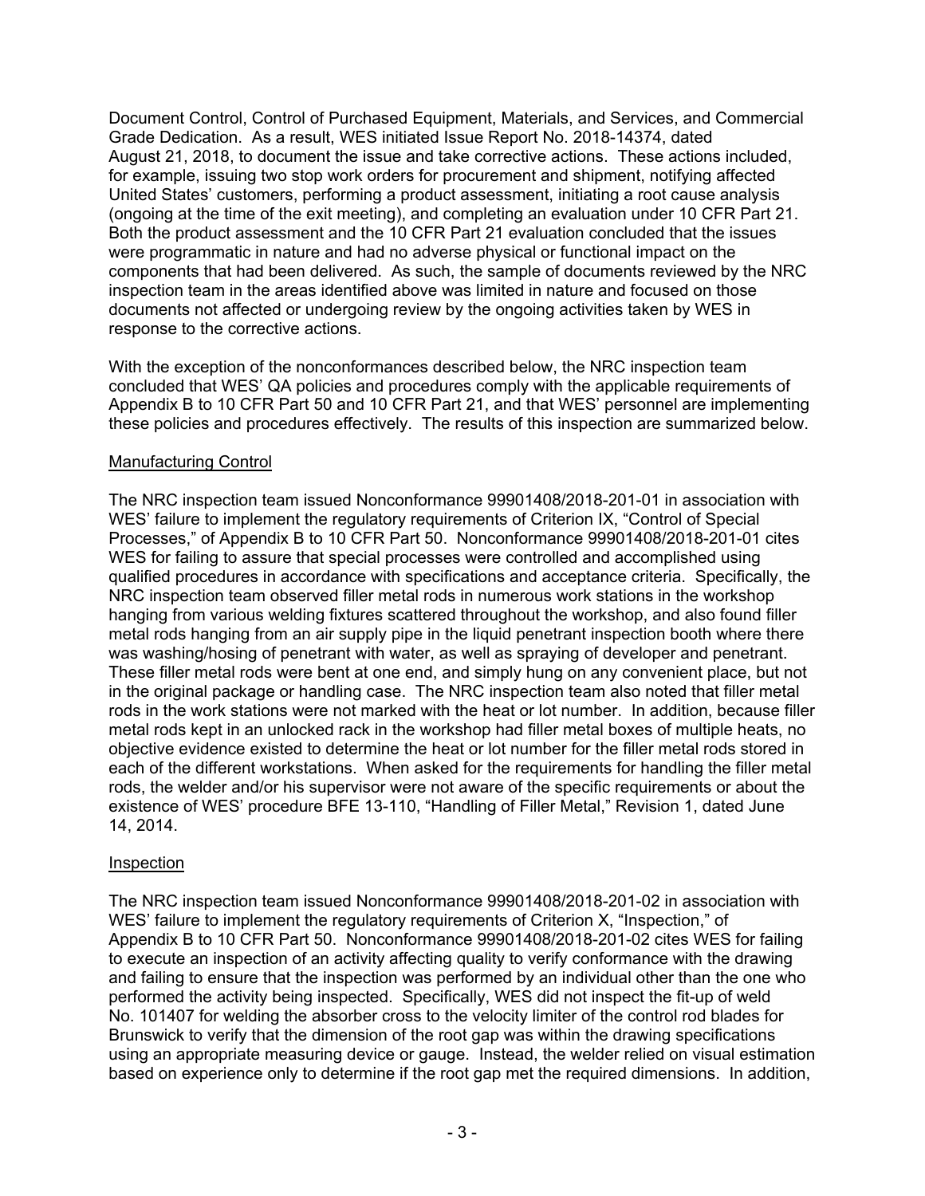Document Control, Control of Purchased Equipment, Materials, and Services, and Commercial Grade Dedication. As a result, WES initiated Issue Report No. 2018-14374, dated August 21, 2018, to document the issue and take corrective actions. These actions included, for example, issuing two stop work orders for procurement and shipment, notifying affected United States' customers, performing a product assessment, initiating a root cause analysis (ongoing at the time of the exit meeting), and completing an evaluation under 10 CFR Part 21. Both the product assessment and the 10 CFR Part 21 evaluation concluded that the issues were programmatic in nature and had no adverse physical or functional impact on the components that had been delivered. As such, the sample of documents reviewed by the NRC inspection team in the areas identified above was limited in nature and focused on those documents not affected or undergoing review by the ongoing activities taken by WES in response to the corrective actions.

With the exception of the nonconformances described below, the NRC inspection team concluded that WES' QA policies and procedures comply with the applicable requirements of Appendix B to 10 CFR Part 50 and 10 CFR Part 21, and that WES' personnel are implementing these policies and procedures effectively. The results of this inspection are summarized below.

## Manufacturing Control

The NRC inspection team issued Nonconformance 99901408/2018-201-01 in association with WES' failure to implement the regulatory requirements of Criterion IX, "Control of Special Processes," of Appendix B to 10 CFR Part 50. Nonconformance 99901408/2018-201-01 cites WES for failing to assure that special processes were controlled and accomplished using qualified procedures in accordance with specifications and acceptance criteria. Specifically, the NRC inspection team observed filler metal rods in numerous work stations in the workshop hanging from various welding fixtures scattered throughout the workshop, and also found filler metal rods hanging from an air supply pipe in the liquid penetrant inspection booth where there was washing/hosing of penetrant with water, as well as spraying of developer and penetrant. These filler metal rods were bent at one end, and simply hung on any convenient place, but not in the original package or handling case. The NRC inspection team also noted that filler metal rods in the work stations were not marked with the heat or lot number. In addition, because filler metal rods kept in an unlocked rack in the workshop had filler metal boxes of multiple heats, no objective evidence existed to determine the heat or lot number for the filler metal rods stored in each of the different workstations. When asked for the requirements for handling the filler metal rods, the welder and/or his supervisor were not aware of the specific requirements or about the existence of WES' procedure BFE 13-110, "Handling of Filler Metal," Revision 1, dated June 14, 2014.

## Inspection

The NRC inspection team issued Nonconformance 99901408/2018-201-02 in association with WES' failure to implement the regulatory requirements of Criterion X, "Inspection," of Appendix B to 10 CFR Part 50. Nonconformance 99901408/2018-201-02 cites WES for failing to execute an inspection of an activity affecting quality to verify conformance with the drawing and failing to ensure that the inspection was performed by an individual other than the one who performed the activity being inspected. Specifically, WES did not inspect the fit-up of weld No. 101407 for welding the absorber cross to the velocity limiter of the control rod blades for Brunswick to verify that the dimension of the root gap was within the drawing specifications using an appropriate measuring device or gauge. Instead, the welder relied on visual estimation based on experience only to determine if the root gap met the required dimensions. In addition,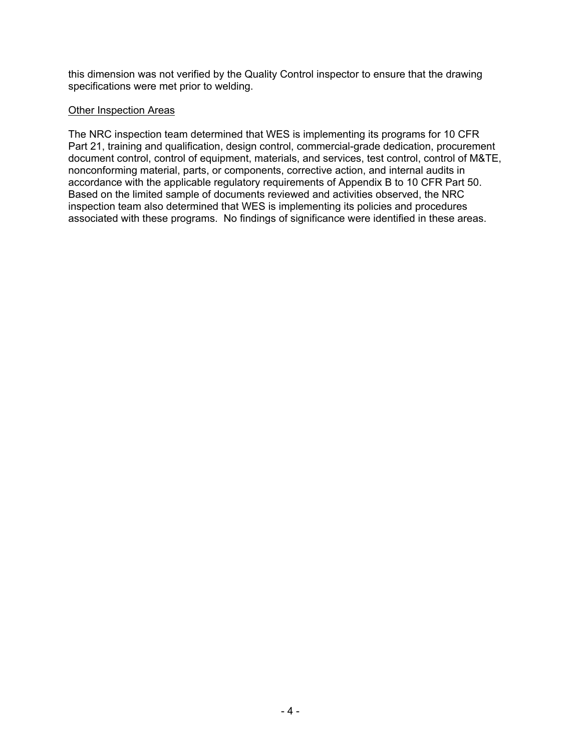this dimension was not verified by the Quality Control inspector to ensure that the drawing specifications were met prior to welding.

Other Inspection Areas

The NRC inspection team determined that WES is implementing its programs for 10 CFR Part 21, training and qualification, design control, commercial-grade dedication, procurement document control, control of equipment, materials, and services, test control, control of M&TE, nonconforming material, parts, or components, corrective action, and internal audits in accordance with the applicable regulatory requirements of Appendix B to 10 CFR Part 50. Based on the limited sample of documents reviewed and activities observed, the NRC inspection team also determined that WES is implementing its policies and procedures associated with these programs. No findings of significance were identified in these areas.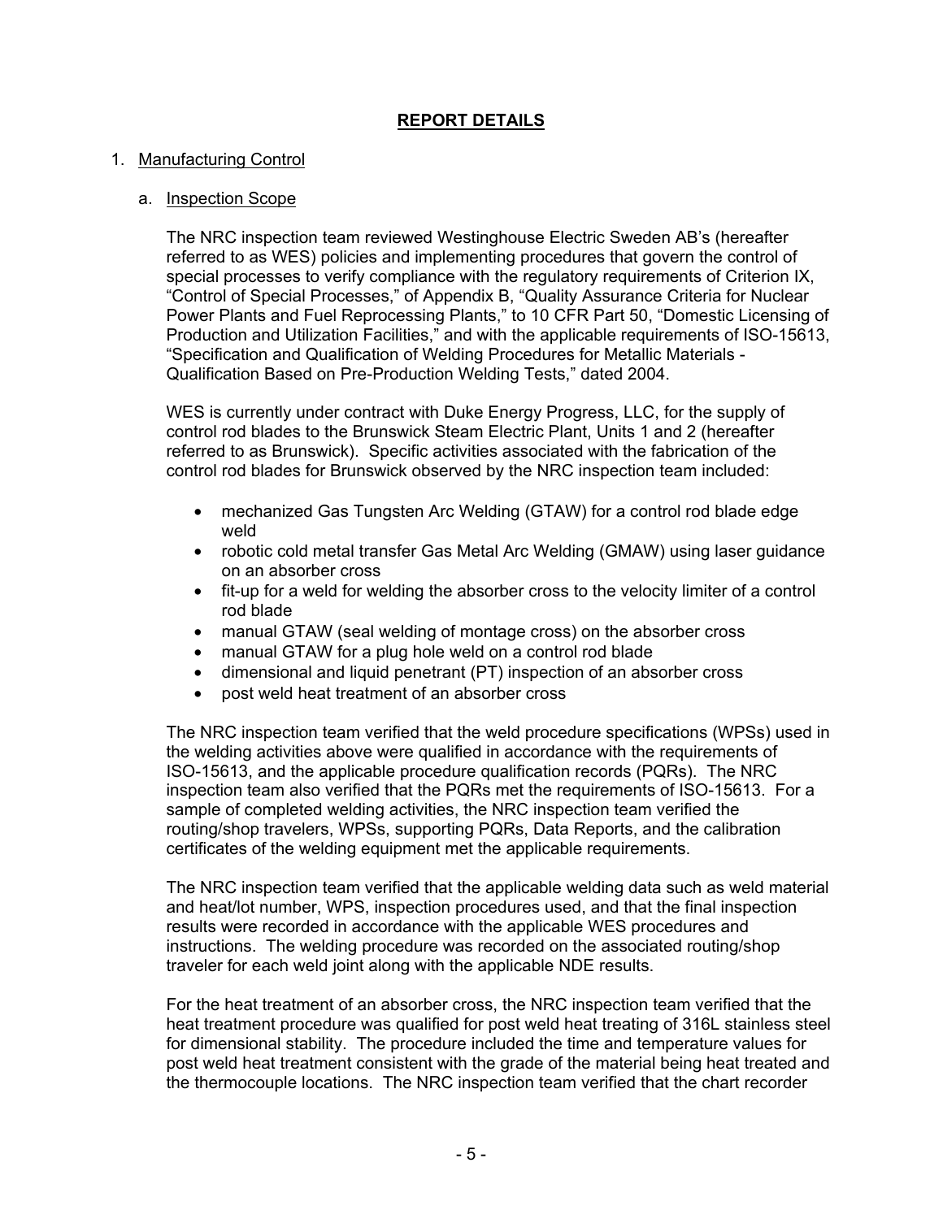## REPORT DETAILS

1. Manufacturing Control

   a. Inspection Scope

   The NRC inspection team reviewed Westinghouse Electric Sweden AB's (hereafter referred to as WES) policies and implementing procedures that govern the control of special processes to verify compliance with the regulatory requirements of Criterion IX, "Control of Special Processes," of Appendix B, "Quality Assurance Criteria for Nuclear Power Plants and Fuel Reprocessing Plants," to 10 CFR Part 50, "Domestic Licensing of Production and Utilization Facilities," and with the applicable requirements of ISO-15613, "Specification and Qualification of Welding Procedures for Metallic Materials - Qualification Based on Pre-Production Welding Tests," dated 2004.

   WES is currently under contract with Duke Energy Progress, LLC, for the supply of control rod blades to the Brunswick Steam Electric Plant, Units 1 and 2 (hereafter referred to as Brunswick). Specific activities associated with the fabrication of the control rod blades for Brunswick observed by the NRC inspection team included:

   - mechanized Gas Tungsten Arc Welding (GTAW) for a control rod blade edge weld
   - robotic cold metal transfer Gas Metal Arc Welding (GMAW) using laser guidance on an absorber cross
   - fit-up for a weld for welding the absorber cross to the velocity limiter of a control rod blade
   - manual GTAW (seal welding of montage cross) on the absorber cross
   - manual GTAW for a plug hole weld on a control rod blade
   - dimensional and liquid penetrant (PT) inspection of an absorber cross
   - post weld heat treatment of an absorber cross

   The NRC inspection team verified that the weld procedure specifications (WPSs) used in the welding activities above were qualified in accordance with the requirements of ISO-15613, and the applicable procedure qualification records (PQRs). The NRC inspection team also verified that the PQRs met the requirements of ISO-15613. For a sample of completed welding activities, the NRC inspection team verified the routing/shop travelers, WPSs, supporting PQRs, Data Reports, and the calibration certificates of the welding equipment met the applicable requirements.

   The NRC inspection team verified that the applicable welding data such as weld material and heat/lot number, WPS, inspection procedures used, and that the final inspection results were recorded in accordance with the applicable WES procedures and instructions. The welding procedure was recorded on the associated routing/shop traveler for each weld joint along with the applicable NDE results.

   For the heat treatment of an absorber cross, the NRC inspection team verified that the heat treatment procedure was qualified for post weld heat treating of 316L stainless steel for dimensional stability. The procedure included the time and temperature values for post weld heat treatment consistent with the grade of the material being heat treated and the thermocouple locations. The NRC inspection team verified that the chart recorder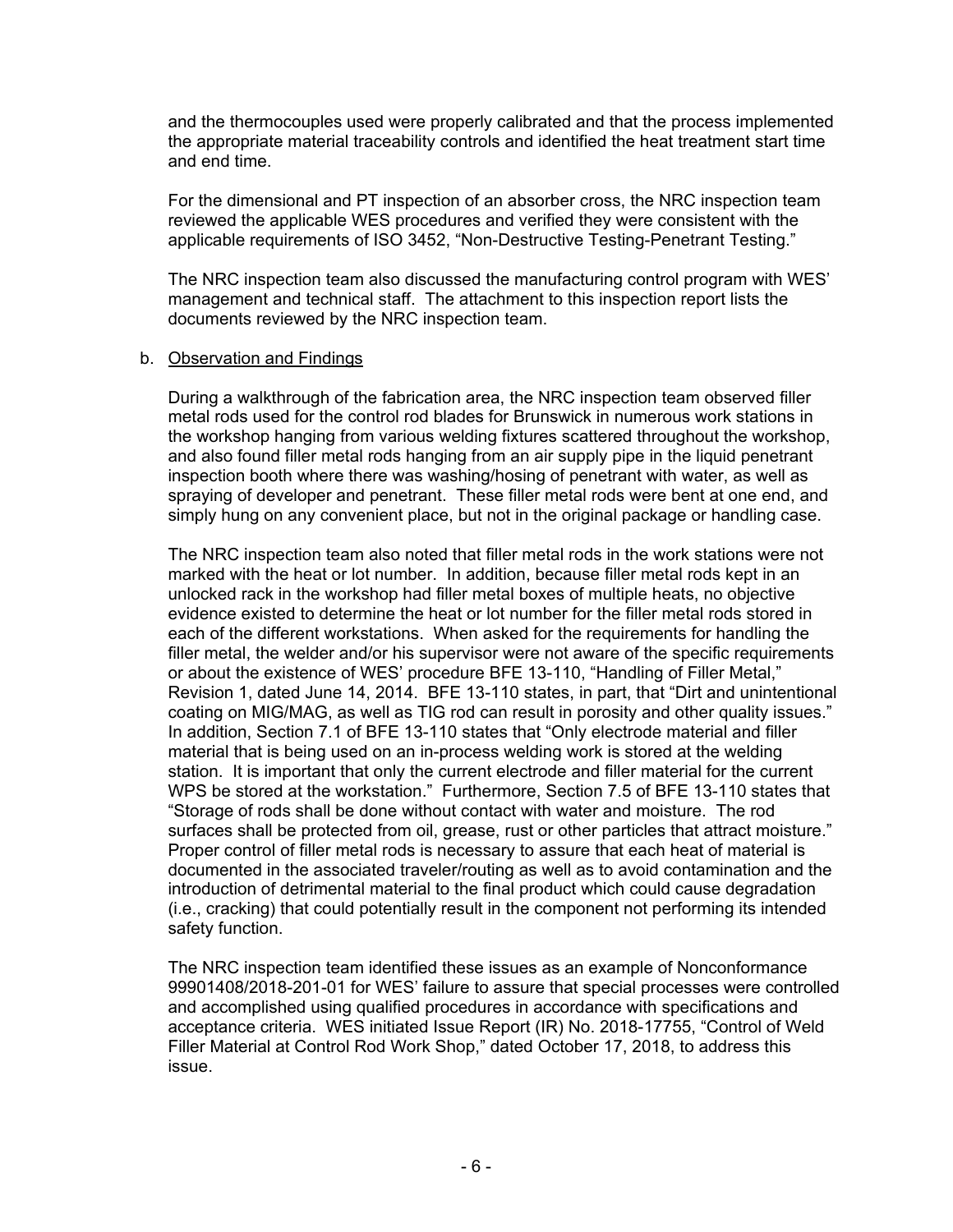and the thermocouples used were properly calibrated and that the process implemented the appropriate material traceability controls and identified the heat treatment start time and end time.

For the dimensional and PT inspection of an absorber cross, the NRC inspection team reviewed the applicable WES procedures and verified they were consistent with the applicable requirements of ISO 3452, "Non-Destructive Testing-Penetrant Testing."

The NRC inspection team also discussed the manufacturing control program with WES' management and technical staff. The attachment to this inspection report lists the documents reviewed by the NRC inspection team.

b. <u>Observation and Findings</u>

During a walkthrough of the fabrication area, the NRC inspection team observed filler metal rods used for the control rod blades for Brunswick in numerous work stations in the workshop hanging from various welding fixtures scattered throughout the workshop, and also found filler metal rods hanging from an air supply pipe in the liquid penetrant inspection booth where there was washing/hosing of penetrant with water, as well as spraying of developer and penetrant. These filler metal rods were bent at one end, and simply hung on any convenient place, but not in the original package or handling case.

The NRC inspection team also noted that filler metal rods in the work stations were not marked with the heat or lot number. In addition, because filler metal rods kept in an unlocked rack in the workshop had filler metal boxes of multiple heats, no objective evidence existed to determine the heat or lot number for the filler metal rods stored in each of the different workstations. When asked for the requirements for handling the filler metal, the welder and/or his supervisor were not aware of the specific requirements or about the existence of WES' procedure BFE 13-110, "Handling of Filler Metal," Revision 1, dated June 14, 2014. BFE 13-110 states, in part, that "Dirt and unintentional coating on MIG/MAG, as well as TIG rod can result in porosity and other quality issues." In addition, Section 7.1 of BFE 13-110 states that "Only electrode material and filler material that is being used on an in-process welding work is stored at the welding station. It is important that only the current electrode and filler material for the current WPS be stored at the workstation." Furthermore, Section 7.5 of BFE 13-110 states that "Storage of rods shall be done without contact with water and moisture. The rod surfaces shall be protected from oil, grease, rust or other particles that attract moisture." Proper control of filler metal rods is necessary to assure that each heat of material is documented in the associated traveler/routing as well as to avoid contamination and the introduction of detrimental material to the final product which could cause degradation (i.e., cracking) that could potentially result in the component not performing its intended safety function.

The NRC inspection team identified these issues as an example of Nonconformance 99901408/2018-201-01 for WES' failure to assure that special processes were controlled and accomplished using qualified procedures in accordance with specifications and acceptance criteria. WES initiated Issue Report (IR) No. 2018-17755, "Control of Weld Filler Material at Control Rod Work Shop," dated October 17, 2018, to address this issue.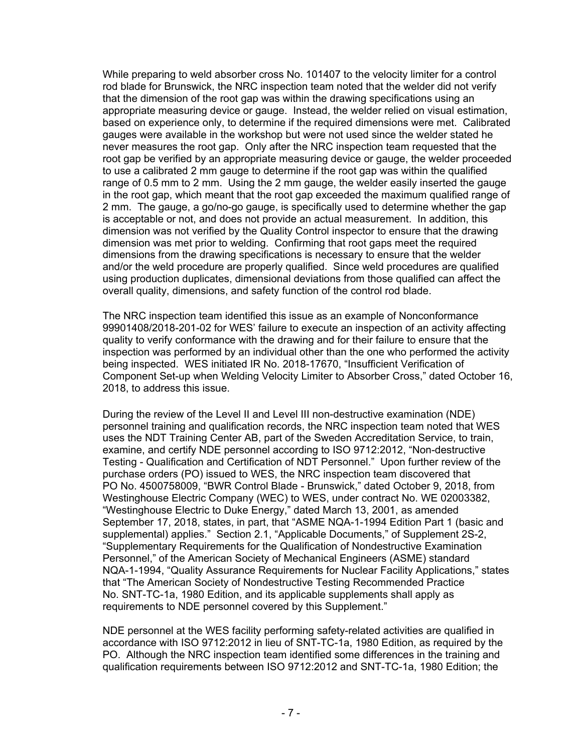While preparing to weld absorber cross No. 101407 to the velocity limiter for a control rod blade for Brunswick, the NRC inspection team noted that the welder did not verify that the dimension of the root gap was within the drawing specifications using an appropriate measuring device or gauge. Instead, the welder relied on visual estimation, based on experience only, to determine if the required dimensions were met. Calibrated gauges were available in the workshop but were not used since the welder stated he never measures the root gap. Only after the NRC inspection team requested that the root gap be verified by an appropriate measuring device or gauge, the welder proceeded to use a calibrated 2 mm gauge to determine if the root gap was within the qualified range of 0.5 mm to 2 mm. Using the 2 mm gauge, the welder easily inserted the gauge in the root gap, which meant that the root gap exceeded the maximum qualified range of 2 mm. The gauge, a go/no-go gauge, is specifically used to determine whether the gap is acceptable or not, and does not provide an actual measurement. In addition, this dimension was not verified by the Quality Control inspector to ensure that the drawing dimension was met prior to welding. Confirming that root gaps meet the required dimensions from the drawing specifications is necessary to ensure that the welder and/or the weld procedure are properly qualified. Since weld procedures are qualified using production duplicates, dimensional deviations from those qualified can affect the overall quality, dimensions, and safety function of the control rod blade.

The NRC inspection team identified this issue as an example of Nonconformance 99901408/2018-201-02 for WES' failure to execute an inspection of an activity affecting quality to verify conformance with the drawing and for their failure to ensure that the inspection was performed by an individual other than the one who performed the activity being inspected. WES initiated IR No. 2018-17670, "Insufficient Verification of Component Set-up when Welding Velocity Limiter to Absorber Cross," dated October 16, 2018, to address this issue.

During the review of the Level II and Level III non-destructive examination (NDE) personnel training and qualification records, the NRC inspection team noted that WES uses the NDT Training Center AB, part of the Sweden Accreditation Service, to train, examine, and certify NDE personnel according to ISO 9712:2012, "Non-destructive Testing - Qualification and Certification of NDT Personnel." Upon further review of the purchase orders (PO) issued to WES, the NRC inspection team discovered that PO No. 4500758009, "BWR Control Blade - Brunswick," dated October 9, 2018, from Westinghouse Electric Company (WEC) to WES, under contract No. WE 02003382, "Westinghouse Electric to Duke Energy," dated March 13, 2001, as amended September 17, 2018, states, in part, that "ASME NQA-1-1994 Edition Part 1 (basic and supplemental) applies." Section 2.1, "Applicable Documents," of Supplement 2S-2, "Supplementary Requirements for the Qualification of Nondestructive Examination Personnel," of the American Society of Mechanical Engineers (ASME) standard NQA-1-1994, "Quality Assurance Requirements for Nuclear Facility Applications," states that "The American Society of Nondestructive Testing Recommended Practice No. SNT-TC-1a, 1980 Edition, and its applicable supplements shall apply as requirements to NDE personnel covered by this Supplement."

NDE personnel at the WES facility performing safety-related activities are qualified in accordance with ISO 9712:2012 in lieu of SNT-TC-1a, 1980 Edition, as required by the PO. Although the NRC inspection team identified some differences in the training and qualification requirements between ISO 9712:2012 and SNT-TC-1a, 1980 Edition; the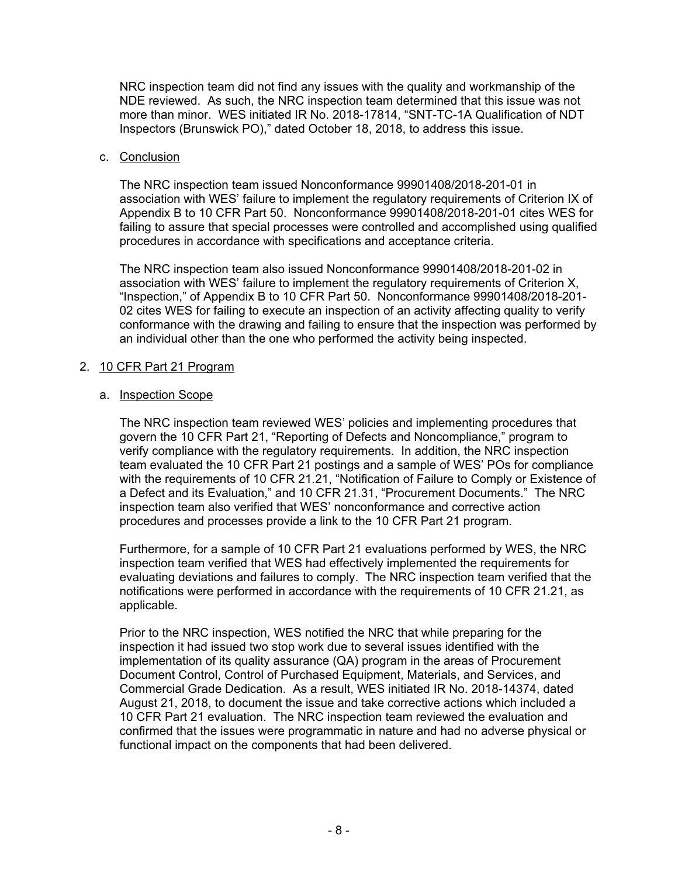NRC inspection team did not find any issues with the quality and workmanship of the NDE reviewed. As such, the NRC inspection team determined that this issue was not more than minor. WES initiated IR No. 2018-17814, "SNT-TC-1A Qualification of NDT Inspectors (Brunswick PO)," dated October 18, 2018, to address this issue.

c. Conclusion

The NRC inspection team issued Nonconformance 99901408/2018-201-01 in association with WES' failure to implement the regulatory requirements of Criterion IX of Appendix B to 10 CFR Part 50. Nonconformance 99901408/2018-201-01 cites WES for failing to assure that special processes were controlled and accomplished using qualified procedures in accordance with specifications and acceptance criteria.

The NRC inspection team also issued Nonconformance 99901408/2018-201-02 in association with WES' failure to implement the regulatory requirements of Criterion X, "Inspection," of Appendix B to 10 CFR Part 50. Nonconformance 99901408/2018-201-02 cites WES for failing to execute an inspection of an activity affecting quality to verify conformance with the drawing and failing to ensure that the inspection was performed by an individual other than the one who performed the activity being inspected.

## 2. 10 CFR Part 21 Program

a. Inspection Scope

The NRC inspection team reviewed WES' policies and implementing procedures that govern the 10 CFR Part 21, "Reporting of Defects and Noncompliance," program to verify compliance with the regulatory requirements. In addition, the NRC inspection team evaluated the 10 CFR Part 21 postings and a sample of WES' POs for compliance with the requirements of 10 CFR 21.21, "Notification of Failure to Comply or Existence of a Defect and its Evaluation," and 10 CFR 21.31, "Procurement Documents." The NRC inspection team also verified that WES' nonconformance and corrective action procedures and processes provide a link to the 10 CFR Part 21 program.

Furthermore, for a sample of 10 CFR Part 21 evaluations performed by WES, the NRC inspection team verified that WES had effectively implemented the requirements for evaluating deviations and failures to comply. The NRC inspection team verified that the notifications were performed in accordance with the requirements of 10 CFR 21.21, as applicable.

Prior to the NRC inspection, WES notified the NRC that while preparing for the inspection it had issued two stop work due to several issues identified with the implementation of its quality assurance (QA) program in the areas of Procurement Document Control, Control of Purchased Equipment, Materials, and Services, and Commercial Grade Dedication. As a result, WES initiated IR No. 2018-14374, dated August 21, 2018, to document the issue and take corrective actions which included a 10 CFR Part 21 evaluation. The NRC inspection team reviewed the evaluation and confirmed that the issues were programmatic in nature and had no adverse physical or functional impact on the components that had been delivered.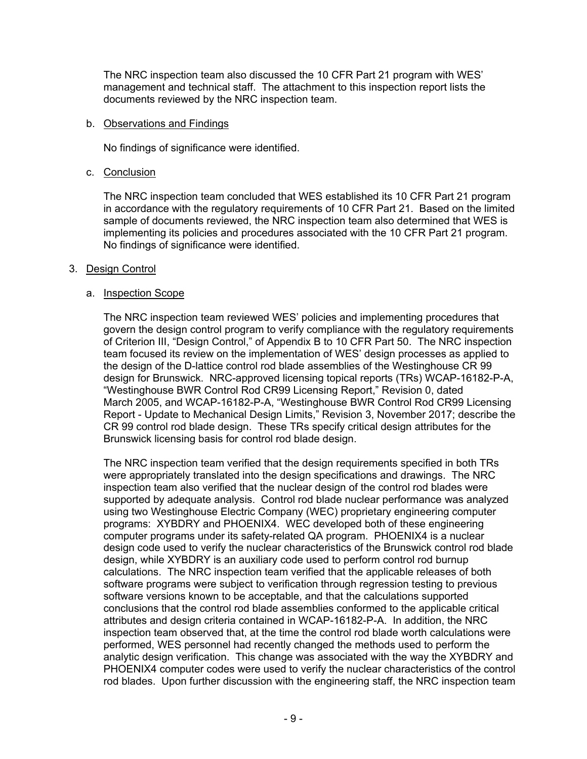The NRC inspection team also discussed the 10 CFR Part 21 program with WES' management and technical staff. The attachment to this inspection report lists the documents reviewed by the NRC inspection team.

b. Observations and Findings

No findings of significance were identified.

c. Conclusion

The NRC inspection team concluded that WES established its 10 CFR Part 21 program in accordance with the regulatory requirements of 10 CFR Part 21. Based on the limited sample of documents reviewed, the NRC inspection team also determined that WES is implementing its policies and procedures associated with the 10 CFR Part 21 program. No findings of significance were identified.

3. Design Control

a. Inspection Scope

The NRC inspection team reviewed WES' policies and implementing procedures that govern the design control program to verify compliance with the regulatory requirements of Criterion III, "Design Control," of Appendix B to 10 CFR Part 50. The NRC inspection team focused its review on the implementation of WES' design processes as applied to the design of the D-lattice control rod blade assemblies of the Westinghouse CR 99 design for Brunswick. NRC-approved licensing topical reports (TRs) WCAP-16182-P-A, "Westinghouse BWR Control Rod CR99 Licensing Report," Revision 0, dated March 2005, and WCAP-16182-P-A, "Westinghouse BWR Control Rod CR99 Licensing Report - Update to Mechanical Design Limits," Revision 3, November 2017; describe the CR 99 control rod blade design. These TRs specify critical design attributes for the Brunswick licensing basis for control rod blade design.

The NRC inspection team verified that the design requirements specified in both TRs were appropriately translated into the design specifications and drawings. The NRC inspection team also verified that the nuclear design of the control rod blades were supported by adequate analysis. Control rod blade nuclear performance was analyzed using two Westinghouse Electric Company (WEC) proprietary engineering computer programs: XYBDRY and PHOENIX4. WEC developed both of these engineering computer programs under its safety-related QA program. PHOENIX4 is a nuclear design code used to verify the nuclear characteristics of the Brunswick control rod blade design, while XYBDRY is an auxiliary code used to perform control rod burnup calculations. The NRC inspection team verified that the applicable releases of both software programs were subject to verification through regression testing to previous software versions known to be acceptable, and that the calculations supported conclusions that the control rod blade assemblies conformed to the applicable critical attributes and design criteria contained in WCAP-16182-P-A. In addition, the NRC inspection team observed that, at the time the control rod blade worth calculations were performed, WES personnel had recently changed the methods used to perform the analytic design verification. This change was associated with the way the XYBDRY and PHOENIX4 computer codes were used to verify the nuclear characteristics of the control rod blades. Upon further discussion with the engineering staff, the NRC inspection team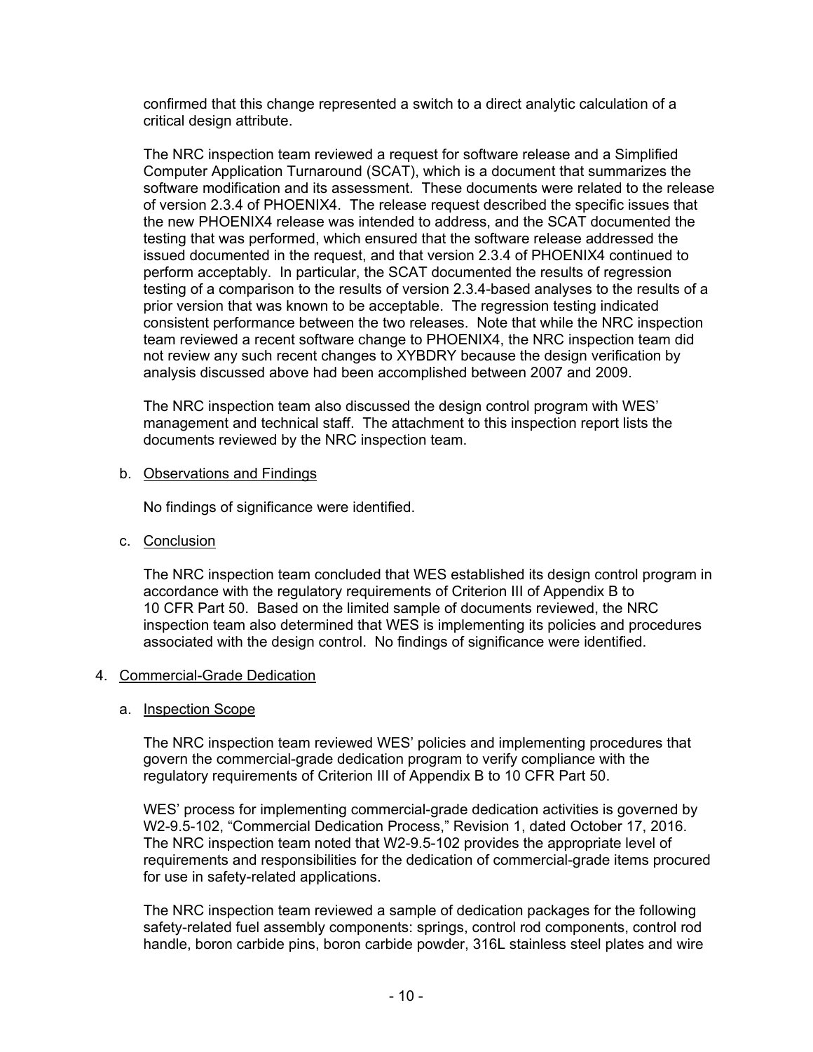confirmed that this change represented a switch to a direct analytic calculation of a critical design attribute.

The NRC inspection team reviewed a request for software release and a Simplified Computer Application Turnaround (SCAT), which is a document that summarizes the software modification and its assessment. These documents were related to the release of version 2.3.4 of PHOENIX4. The release request described the specific issues that the new PHOENIX4 release was intended to address, and the SCAT documented the testing that was performed, which ensured that the software release addressed the issued documented in the request, and that version 2.3.4 of PHOENIX4 continued to perform acceptably. In particular, the SCAT documented the results of regression testing of a comparison to the results of version 2.3.4-based analyses to the results of a prior version that was known to be acceptable. The regression testing indicated consistent performance between the two releases. Note that while the NRC inspection team reviewed a recent software change to PHOENIX4, the NRC inspection team did not review any such recent changes to XYBDRY because the design verification by analysis discussed above had been accomplished between 2007 and 2009.

The NRC inspection team also discussed the design control program with WES' management and technical staff. The attachment to this inspection report lists the documents reviewed by the NRC inspection team.

b. Observations and Findings

No findings of significance were identified.

c. Conclusion

The NRC inspection team concluded that WES established its design control program in accordance with the regulatory requirements of Criterion III of Appendix B to 10 CFR Part 50. Based on the limited sample of documents reviewed, the NRC inspection team also determined that WES is implementing its policies and procedures associated with the design control. No findings of significance were identified.

## 4. Commercial-Grade Dedication

a. Inspection Scope

The NRC inspection team reviewed WES' policies and implementing procedures that govern the commercial-grade dedication program to verify compliance with the regulatory requirements of Criterion III of Appendix B to 10 CFR Part 50.

WES' process for implementing commercial-grade dedication activities is governed by W2-9.5-102, "Commercial Dedication Process," Revision 1, dated October 17, 2016. The NRC inspection team noted that W2-9.5-102 provides the appropriate level of requirements and responsibilities for the dedication of commercial-grade items procured for use in safety-related applications.

The NRC inspection team reviewed a sample of dedication packages for the following safety-related fuel assembly components: springs, control rod components, control rod handle, boron carbide pins, boron carbide powder, 316L stainless steel plates and wire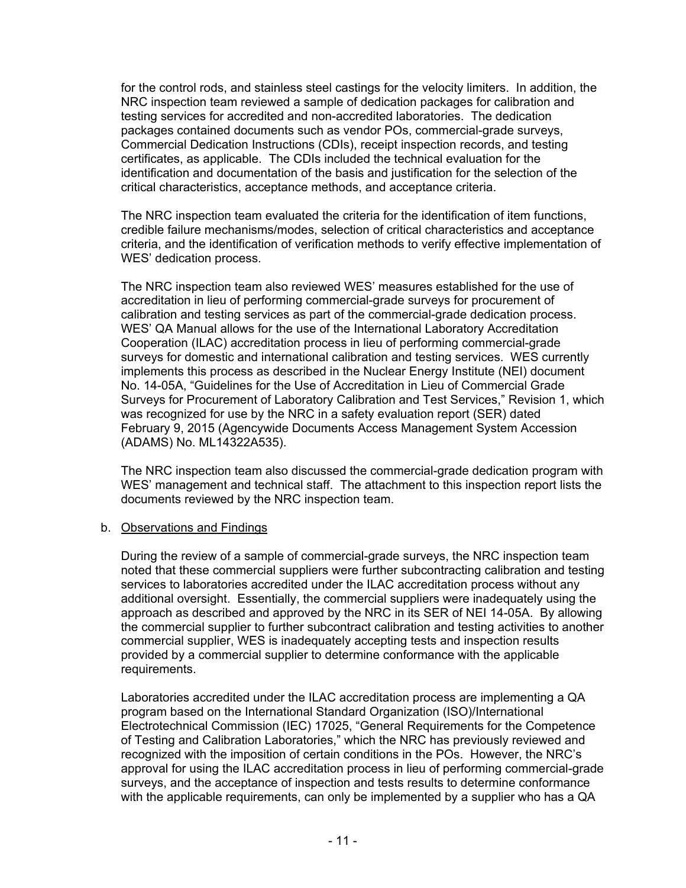for the control rods, and stainless steel castings for the velocity limiters. In addition, the NRC inspection team reviewed a sample of dedication packages for calibration and testing services for accredited and non-accredited laboratories. The dedication packages contained documents such as vendor POs, commercial-grade surveys, Commercial Dedication Instructions (CDIs), receipt inspection records, and testing certificates, as applicable. The CDIs included the technical evaluation for the identification and documentation of the basis and justification for the selection of the critical characteristics, acceptance methods, and acceptance criteria.

The NRC inspection team evaluated the criteria for the identification of item functions, credible failure mechanisms/modes, selection of critical characteristics and acceptance criteria, and the identification of verification methods to verify effective implementation of WES' dedication process.

The NRC inspection team also reviewed WES' measures established for the use of accreditation in lieu of performing commercial-grade surveys for procurement of calibration and testing services as part of the commercial-grade dedication process. WES' QA Manual allows for the use of the International Laboratory Accreditation Cooperation (ILAC) accreditation process in lieu of performing commercial-grade surveys for domestic and international calibration and testing services. WES currently implements this process as described in the Nuclear Energy Institute (NEI) document No. 14-05A, "Guidelines for the Use of Accreditation in Lieu of Commercial Grade Surveys for Procurement of Laboratory Calibration and Test Services," Revision 1, which was recognized for use by the NRC in a safety evaluation report (SER) dated February 9, 2015 (Agencywide Documents Access Management System Accession (ADAMS) No. ML14322A535).

The NRC inspection team also discussed the commercial-grade dedication program with WES' management and technical staff. The attachment to this inspection report lists the documents reviewed by the NRC inspection team.

b. Observations and Findings

During the review of a sample of commercial-grade surveys, the NRC inspection team noted that these commercial suppliers were further subcontracting calibration and testing services to laboratories accredited under the ILAC accreditation process without any additional oversight. Essentially, the commercial suppliers were inadequately using the approach as described and approved by the NRC in its SER of NEI 14-05A. By allowing the commercial supplier to further subcontract calibration and testing activities to another commercial supplier, WES is inadequately accepting tests and inspection results provided by a commercial supplier to determine conformance with the applicable requirements.

Laboratories accredited under the ILAC accreditation process are implementing a QA program based on the International Standard Organization (ISO)/International Electrotechnical Commission (IEC) 17025, "General Requirements for the Competence of Testing and Calibration Laboratories," which the NRC has previously reviewed and recognized with the imposition of certain conditions in the POs. However, the NRC's approval for using the ILAC accreditation process in lieu of performing commercial-grade surveys, and the acceptance of inspection and tests results to determine conformance with the applicable requirements, can only be implemented by a supplier who has a QA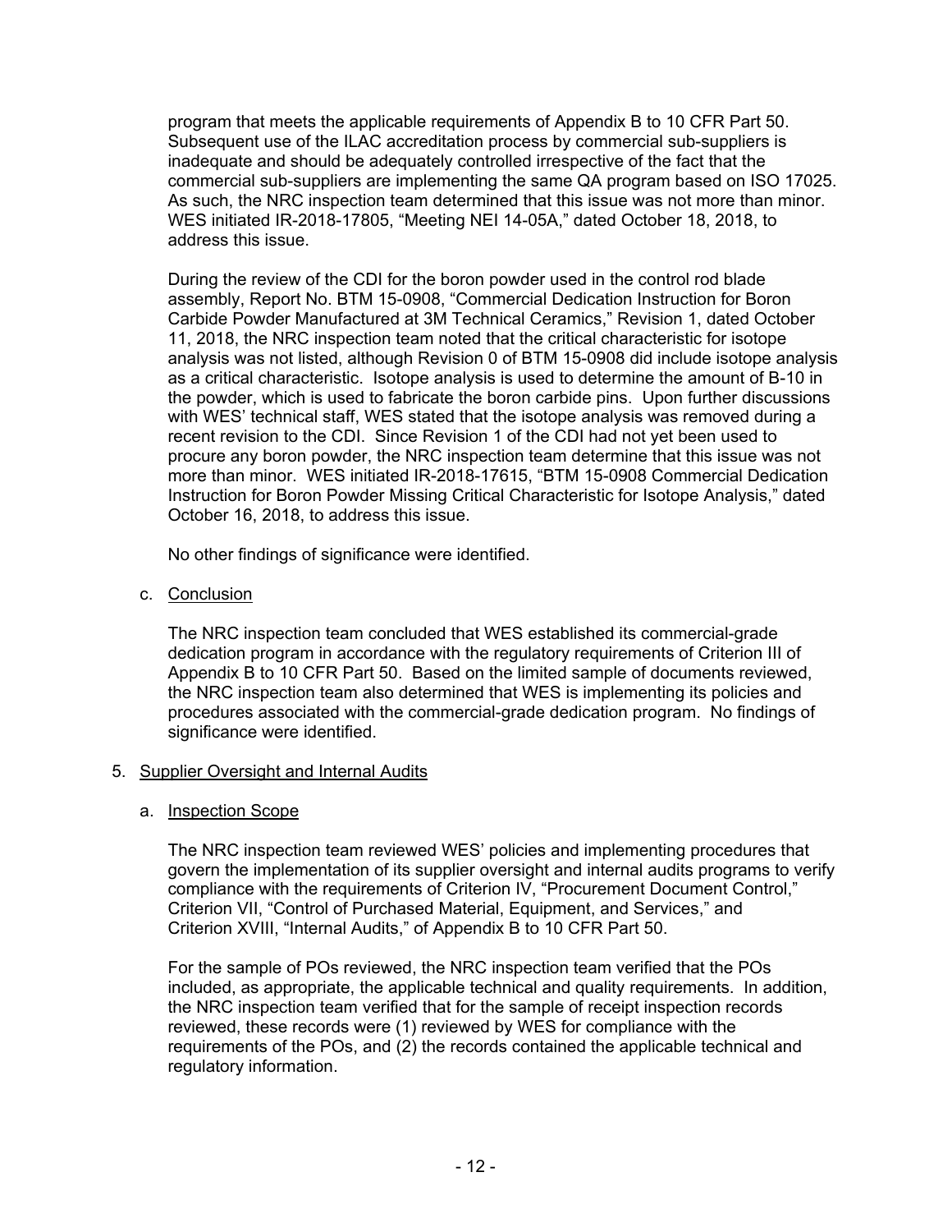program that meets the applicable requirements of Appendix B to 10 CFR Part 50. Subsequent use of the ILAC accreditation process by commercial sub-suppliers is inadequate and should be adequately controlled irrespective of the fact that the commercial sub-suppliers are implementing the same QA program based on ISO 17025. As such, the NRC inspection team determined that this issue was not more than minor. WES initiated IR-2018-17805, "Meeting NEI 14-05A," dated October 18, 2018, to address this issue.

During the review of the CDI for the boron powder used in the control rod blade assembly, Report No. BTM 15-0908, "Commercial Dedication Instruction for Boron Carbide Powder Manufactured at 3M Technical Ceramics," Revision 1, dated October 11, 2018, the NRC inspection team noted that the critical characteristic for isotope analysis was not listed, although Revision 0 of BTM 15-0908 did include isotope analysis as a critical characteristic. Isotope analysis is used to determine the amount of B-10 in the powder, which is used to fabricate the boron carbide pins. Upon further discussions with WES' technical staff, WES stated that the isotope analysis was removed during a recent revision to the CDI. Since Revision 1 of the CDI had not yet been used to procure any boron powder, the NRC inspection team determine that this issue was not more than minor. WES initiated IR-2018-17615, "BTM 15-0908 Commercial Dedication Instruction for Boron Powder Missing Critical Characteristic for Isotope Analysis," dated October 16, 2018, to address this issue.

No other findings of significance were identified.

c. Conclusion

The NRC inspection team concluded that WES established its commercial-grade dedication program in accordance with the regulatory requirements of Criterion III of Appendix B to 10 CFR Part 50. Based on the limited sample of documents reviewed, the NRC inspection team also determined that WES is implementing its policies and procedures associated with the commercial-grade dedication program. No findings of significance were identified.

## 5. Supplier Oversight and Internal Audits

a. Inspection Scope

The NRC inspection team reviewed WES' policies and implementing procedures that govern the implementation of its supplier oversight and internal audits programs to verify compliance with the requirements of Criterion IV, "Procurement Document Control," Criterion VII, "Control of Purchased Material, Equipment, and Services," and Criterion XVIII, "Internal Audits," of Appendix B to 10 CFR Part 50.

For the sample of POs reviewed, the NRC inspection team verified that the POs included, as appropriate, the applicable technical and quality requirements. In addition, the NRC inspection team verified that for the sample of receipt inspection records reviewed, these records were (1) reviewed by WES for compliance with the requirements of the POs, and (2) the records contained the applicable technical and regulatory information.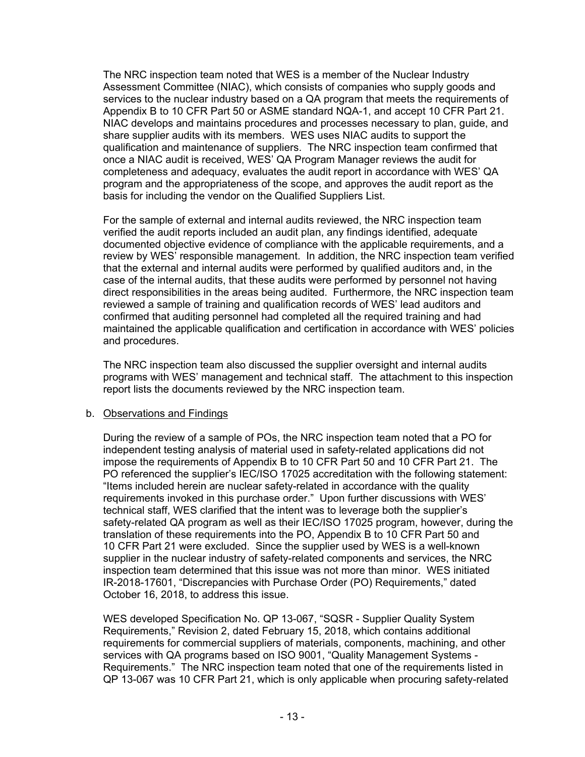The NRC inspection team noted that WES is a member of the Nuclear Industry Assessment Committee (NIAC), which consists of companies who supply goods and services to the nuclear industry based on a QA program that meets the requirements of Appendix B to 10 CFR Part 50 or ASME standard NQA-1, and accept 10 CFR Part 21. NIAC develops and maintains procedures and processes necessary to plan, guide, and share supplier audits with its members. WES uses NIAC audits to support the qualification and maintenance of suppliers. The NRC inspection team confirmed that once a NIAC audit is received, WES' QA Program Manager reviews the audit for completeness and adequacy, evaluates the audit report in accordance with WES' QA program and the appropriateness of the scope, and approves the audit report as the basis for including the vendor on the Qualified Suppliers List.

For the sample of external and internal audits reviewed, the NRC inspection team verified the audit reports included an audit plan, any findings identified, adequate documented objective evidence of compliance with the applicable requirements, and a review by WES' responsible management. In addition, the NRC inspection team verified that the external and internal audits were performed by qualified auditors and, in the case of the internal audits, that these audits were performed by personnel not having direct responsibilities in the areas being audited. Furthermore, the NRC inspection team reviewed a sample of training and qualification records of WES' lead auditors and confirmed that auditing personnel had completed all the required training and had maintained the applicable qualification and certification in accordance with WES' policies and procedures.

The NRC inspection team also discussed the supplier oversight and internal audits programs with WES' management and technical staff. The attachment to this inspection report lists the documents reviewed by the NRC inspection team.

b. Observations and Findings

During the review of a sample of POs, the NRC inspection team noted that a PO for independent testing analysis of material used in safety-related applications did not impose the requirements of Appendix B to 10 CFR Part 50 and 10 CFR Part 21. The PO referenced the supplier's IEC/ISO 17025 accreditation with the following statement: "Items included herein are nuclear safety-related in accordance with the quality requirements invoked in this purchase order." Upon further discussions with WES' technical staff, WES clarified that the intent was to leverage both the supplier's safety-related QA program as well as their IEC/ISO 17025 program, however, during the translation of these requirements into the PO, Appendix B to 10 CFR Part 50 and 10 CFR Part 21 were excluded. Since the supplier used by WES is a well-known supplier in the nuclear industry of safety-related components and services, the NRC inspection team determined that this issue was not more than minor. WES initiated IR-2018-17601, "Discrepancies with Purchase Order (PO) Requirements," dated October 16, 2018, to address this issue.

WES developed Specification No. QP 13-067, "SQSR - Supplier Quality System Requirements," Revision 2, dated February 15, 2018, which contains additional requirements for commercial suppliers of materials, components, machining, and other services with QA programs based on ISO 9001, "Quality Management Systems - Requirements." The NRC inspection team noted that one of the requirements listed in QP 13-067 was 10 CFR Part 21, which is only applicable when procuring safety-related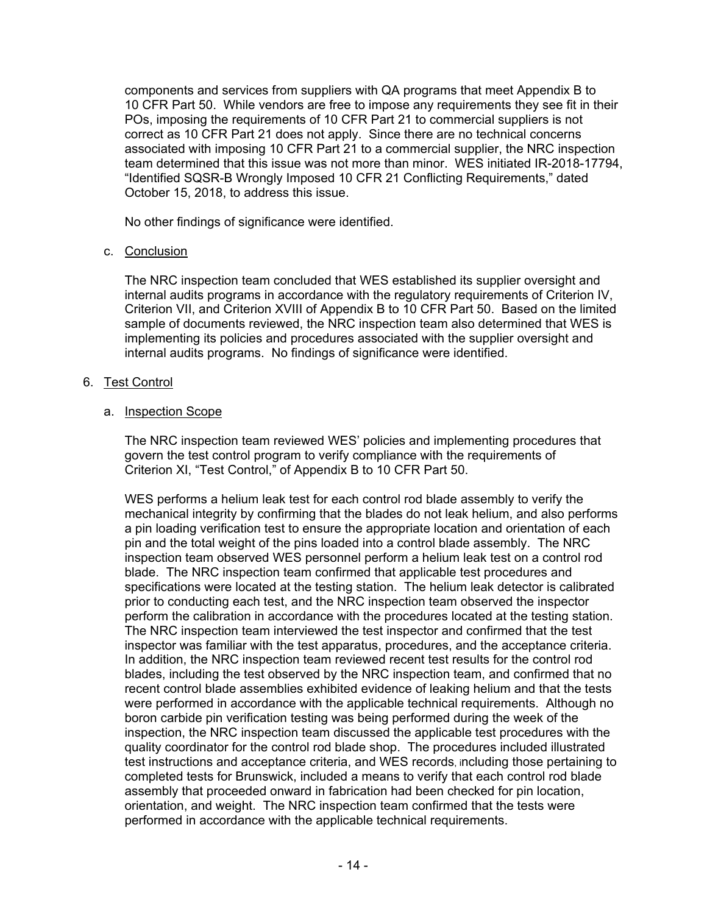components and services from suppliers with QA programs that meet Appendix B to 10 CFR Part 50. While vendors are free to impose any requirements they see fit in their POs, imposing the requirements of 10 CFR Part 21 to commercial suppliers is not correct as 10 CFR Part 21 does not apply. Since there are no technical concerns associated with imposing 10 CFR Part 21 to a commercial supplier, the NRC inspection team determined that this issue was not more than minor. WES initiated IR-2018-17794, "Identified SQSR-B Wrongly Imposed 10 CFR 21 Conflicting Requirements," dated October 15, 2018, to address this issue.

No other findings of significance were identified.

c. Conclusion

The NRC inspection team concluded that WES established its supplier oversight and internal audits programs in accordance with the regulatory requirements of Criterion IV, Criterion VII, and Criterion XVIII of Appendix B to 10 CFR Part 50. Based on the limited sample of documents reviewed, the NRC inspection team also determined that WES is implementing its policies and procedures associated with the supplier oversight and internal audits programs. No findings of significance were identified.

6. Test Control

a. Inspection Scope

The NRC inspection team reviewed WES' policies and implementing procedures that govern the test control program to verify compliance with the requirements of Criterion XI, "Test Control," of Appendix B to 10 CFR Part 50.

WES performs a helium leak test for each control rod blade assembly to verify the mechanical integrity by confirming that the blades do not leak helium, and also performs a pin loading verification test to ensure the appropriate location and orientation of each pin and the total weight of the pins loaded into a control blade assembly. The NRC inspection team observed WES personnel perform a helium leak test on a control rod blade. The NRC inspection team confirmed that applicable test procedures and specifications were located at the testing station. The helium leak detector is calibrated prior to conducting each test, and the NRC inspection team observed the inspector perform the calibration in accordance with the procedures located at the testing station. The NRC inspection team interviewed the test inspector and confirmed that the test inspector was familiar with the test apparatus, procedures, and the acceptance criteria. In addition, the NRC inspection team reviewed recent test results for the control rod blades, including the test observed by the NRC inspection team, and confirmed that no recent control blade assemblies exhibited evidence of leaking helium and that the tests were performed in accordance with the applicable technical requirements. Although no boron carbide pin verification testing was being performed during the week of the inspection, the NRC inspection team discussed the applicable test procedures with the quality coordinator for the control rod blade shop. The procedures included illustrated test instructions and acceptance criteria, and WES records, including those pertaining to completed tests for Brunswick, included a means to verify that each control rod blade assembly that proceeded onward in fabrication had been checked for pin location, orientation, and weight. The NRC inspection team confirmed that the tests were performed in accordance with the applicable technical requirements.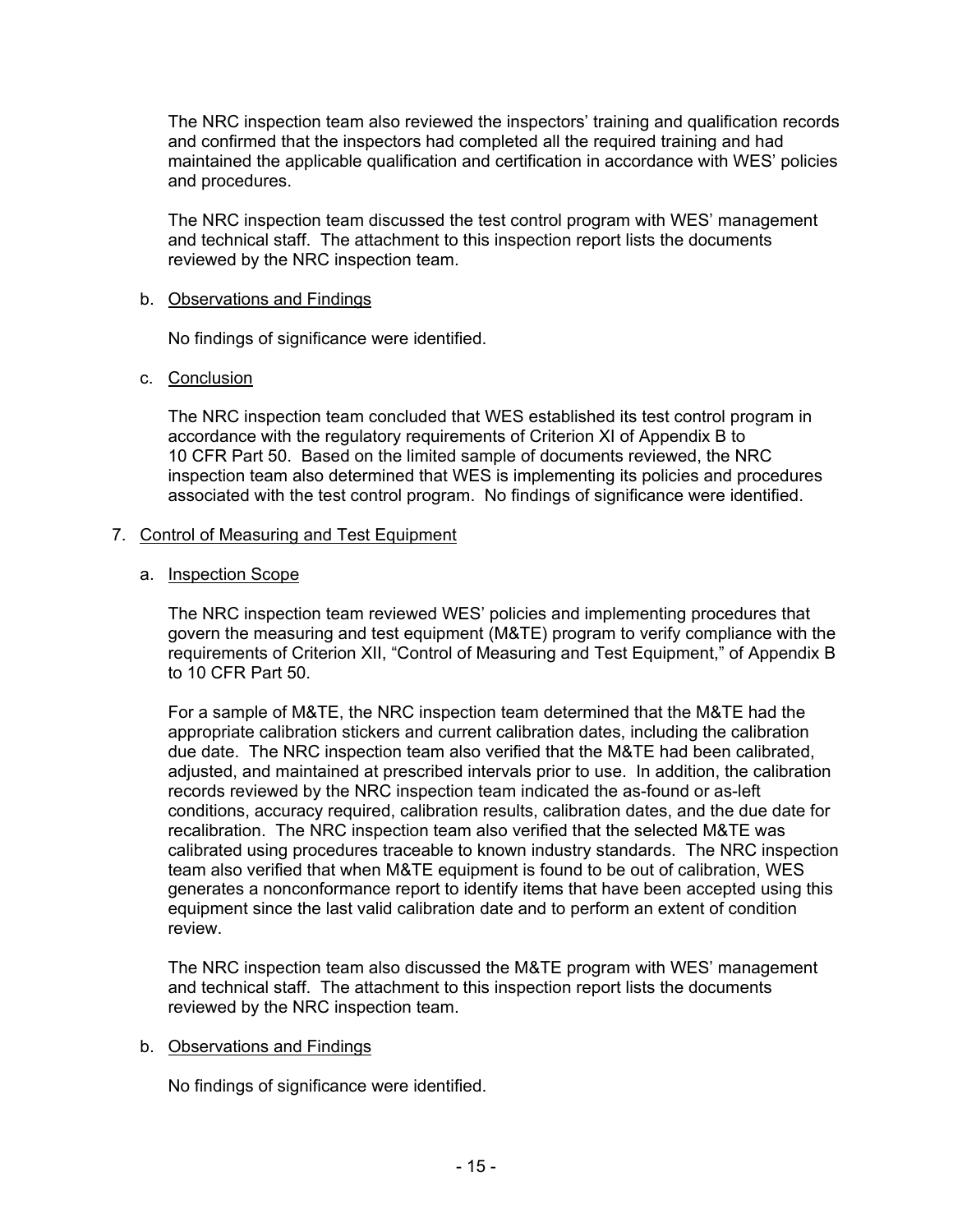The NRC inspection team also reviewed the inspectors' training and qualification records and confirmed that the inspectors had completed all the required training and had maintained the applicable qualification and certification in accordance with WES' policies and procedures.

The NRC inspection team discussed the test control program with WES' management and technical staff. The attachment to this inspection report lists the documents reviewed by the NRC inspection team.

b. Observations and Findings

No findings of significance were identified.

c. Conclusion

The NRC inspection team concluded that WES established its test control program in accordance with the regulatory requirements of Criterion XI of Appendix B to 10 CFR Part 50. Based on the limited sample of documents reviewed, the NRC inspection team also determined that WES is implementing its policies and procedures associated with the test control program. No findings of significance were identified.

7. Control of Measuring and Test Equipment

a. Inspection Scope

The NRC inspection team reviewed WES' policies and implementing procedures that govern the measuring and test equipment (M&TE) program to verify compliance with the requirements of Criterion XII, "Control of Measuring and Test Equipment," of Appendix B to 10 CFR Part 50.

For a sample of M&TE, the NRC inspection team determined that the M&TE had the appropriate calibration stickers and current calibration dates, including the calibration due date. The NRC inspection team also verified that the M&TE had been calibrated, adjusted, and maintained at prescribed intervals prior to use. In addition, the calibration records reviewed by the NRC inspection team indicated the as-found or as-left conditions, accuracy required, calibration results, calibration dates, and the due date for recalibration. The NRC inspection team also verified that the selected M&TE was calibrated using procedures traceable to known industry standards. The NRC inspection team also verified that when M&TE equipment is found to be out of calibration, WES generates a nonconformance report to identify items that have been accepted using this equipment since the last valid calibration date and to perform an extent of condition review.

The NRC inspection team also discussed the M&TE program with WES' management and technical staff. The attachment to this inspection report lists the documents reviewed by the NRC inspection team.

b. Observations and Findings

No findings of significance were identified.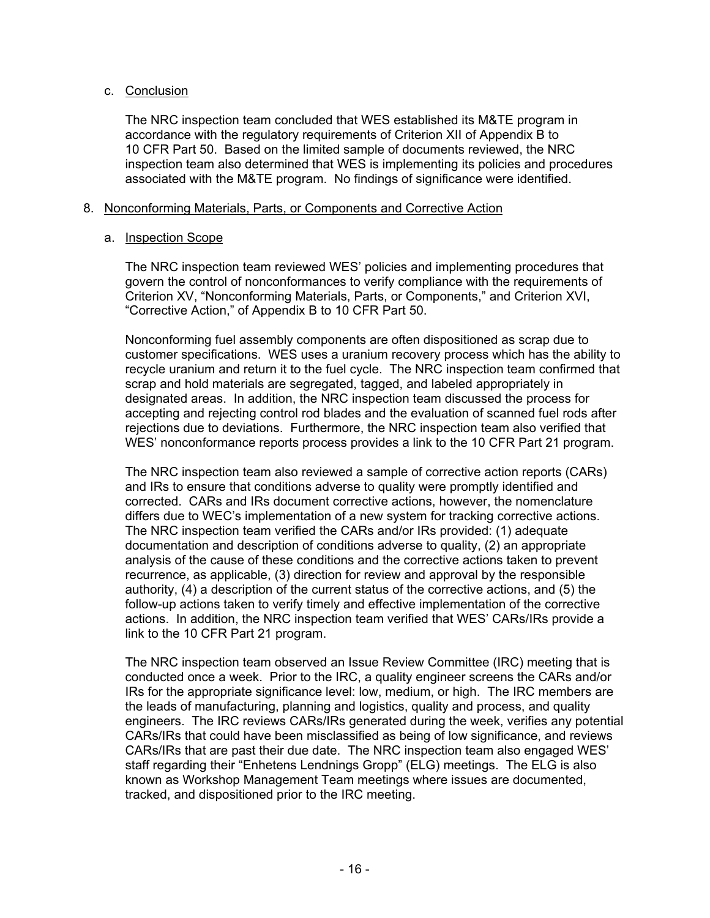c. Conclusion

The NRC inspection team concluded that WES established its M&TE program in accordance with the regulatory requirements of Criterion XII of Appendix B to 10 CFR Part 50. Based on the limited sample of documents reviewed, the NRC inspection team also determined that WES is implementing its policies and procedures associated with the M&TE program. No findings of significance were identified.

8. Nonconforming Materials, Parts, or Components and Corrective Action

a. Inspection Scope

The NRC inspection team reviewed WES' policies and implementing procedures that govern the control of nonconformances to verify compliance with the requirements of Criterion XV, "Nonconforming Materials, Parts, or Components," and Criterion XVI, "Corrective Action," of Appendix B to 10 CFR Part 50.

Nonconforming fuel assembly components are often dispositioned as scrap due to customer specifications. WES uses a uranium recovery process which has the ability to recycle uranium and return it to the fuel cycle. The NRC inspection team confirmed that scrap and hold materials are segregated, tagged, and labeled appropriately in designated areas. In addition, the NRC inspection team discussed the process for accepting and rejecting control rod blades and the evaluation of scanned fuel rods after rejections due to deviations. Furthermore, the NRC inspection team also verified that WES' nonconformance reports process provides a link to the 10 CFR Part 21 program.

The NRC inspection team also reviewed a sample of corrective action reports (CARs) and IRs to ensure that conditions adverse to quality were promptly identified and corrected. CARs and IRs document corrective actions, however, the nomenclature differs due to WEC's implementation of a new system for tracking corrective actions. The NRC inspection team verified the CARs and/or IRs provided: (1) adequate documentation and description of conditions adverse to quality, (2) an appropriate analysis of the cause of these conditions and the corrective actions taken to prevent recurrence, as applicable, (3) direction for review and approval by the responsible authority, (4) a description of the current status of the corrective actions, and (5) the follow-up actions taken to verify timely and effective implementation of the corrective actions. In addition, the NRC inspection team verified that WES' CARs/IRs provide a link to the 10 CFR Part 21 program.

The NRC inspection team observed an Issue Review Committee (IRC) meeting that is conducted once a week. Prior to the IRC, a quality engineer screens the CARs and/or IRs for the appropriate significance level: low, medium, or high. The IRC members are the leads of manufacturing, planning and logistics, quality and process, and quality engineers. The IRC reviews CARs/IRs generated during the week, verifies any potential CARs/IRs that could have been misclassified as being of low significance, and reviews CARs/IRs that are past their due date. The NRC inspection team also engaged WES' staff regarding their "Enhetens Lendnings Gropp" (ELG) meetings. The ELG is also known as Workshop Management Team meetings where issues are documented, tracked, and dispositioned prior to the IRC meeting.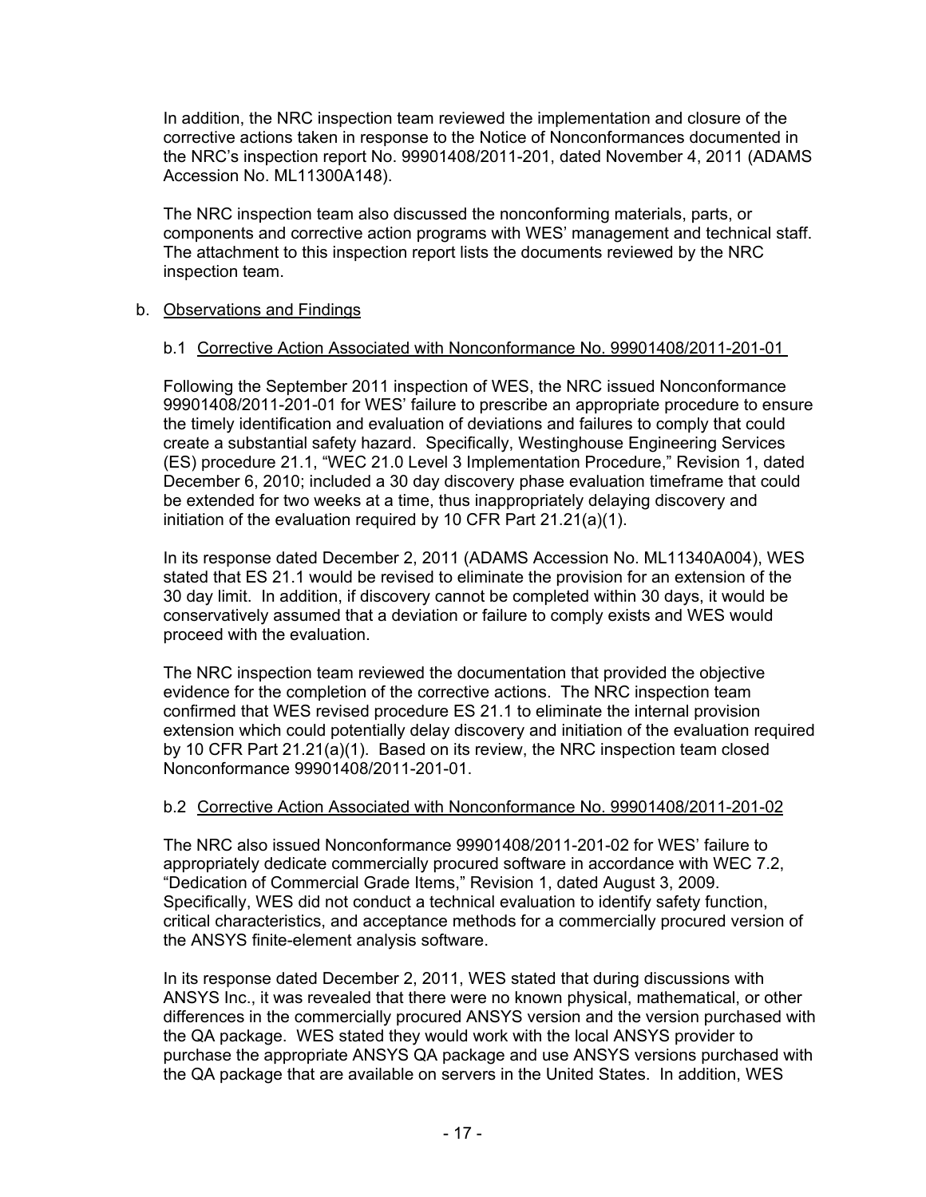In addition, the NRC inspection team reviewed the implementation and closure of the corrective actions taken in response to the Notice of Nonconformances documented in the NRC's inspection report No. 99901408/2011-201, dated November 4, 2011 (ADAMS Accession No. ML11300A148).

The NRC inspection team also discussed the nonconforming materials, parts, or components and corrective action programs with WES' management and technical staff. The attachment to this inspection report lists the documents reviewed by the NRC inspection team.

b. Observations and Findings

b.1 Corrective Action Associated with Nonconformance No. 99901408/2011-201-01

Following the September 2011 inspection of WES, the NRC issued Nonconformance 99901408/2011-201-01 for WES' failure to prescribe an appropriate procedure to ensure the timely identification and evaluation of deviations and failures to comply that could create a substantial safety hazard. Specifically, Westinghouse Engineering Services (ES) procedure 21.1, "WEC 21.0 Level 3 Implementation Procedure," Revision 1, dated December 6, 2010; included a 30 day discovery phase evaluation timeframe that could be extended for two weeks at a time, thus inappropriately delaying discovery and initiation of the evaluation required by 10 CFR Part 21.21(a)(1).

In its response dated December 2, 2011 (ADAMS Accession No. ML11340A004), WES stated that ES 21.1 would be revised to eliminate the provision for an extension of the 30 day limit. In addition, if discovery cannot be completed within 30 days, it would be conservatively assumed that a deviation or failure to comply exists and WES would proceed with the evaluation.

The NRC inspection team reviewed the documentation that provided the objective evidence for the completion of the corrective actions. The NRC inspection team confirmed that WES revised procedure ES 21.1 to eliminate the internal provision extension which could potentially delay discovery and initiation of the evaluation required by 10 CFR Part 21.21(a)(1). Based on its review, the NRC inspection team closed Nonconformance 99901408/2011-201-01.

b.2 Corrective Action Associated with Nonconformance No. 99901408/2011-201-02

The NRC also issued Nonconformance 99901408/2011-201-02 for WES' failure to appropriately dedicate commercially procured software in accordance with WEC 7.2, "Dedication of Commercial Grade Items," Revision 1, dated August 3, 2009. Specifically, WES did not conduct a technical evaluation to identify safety function, critical characteristics, and acceptance methods for a commercially procured version of the ANSYS finite-element analysis software.

In its response dated December 2, 2011, WES stated that during discussions with ANSYS Inc., it was revealed that there were no known physical, mathematical, or other differences in the commercially procured ANSYS version and the version purchased with the QA package. WES stated they would work with the local ANSYS provider to purchase the appropriate ANSYS QA package and use ANSYS versions purchased with the QA package that are available on servers in the United States. In addition, WES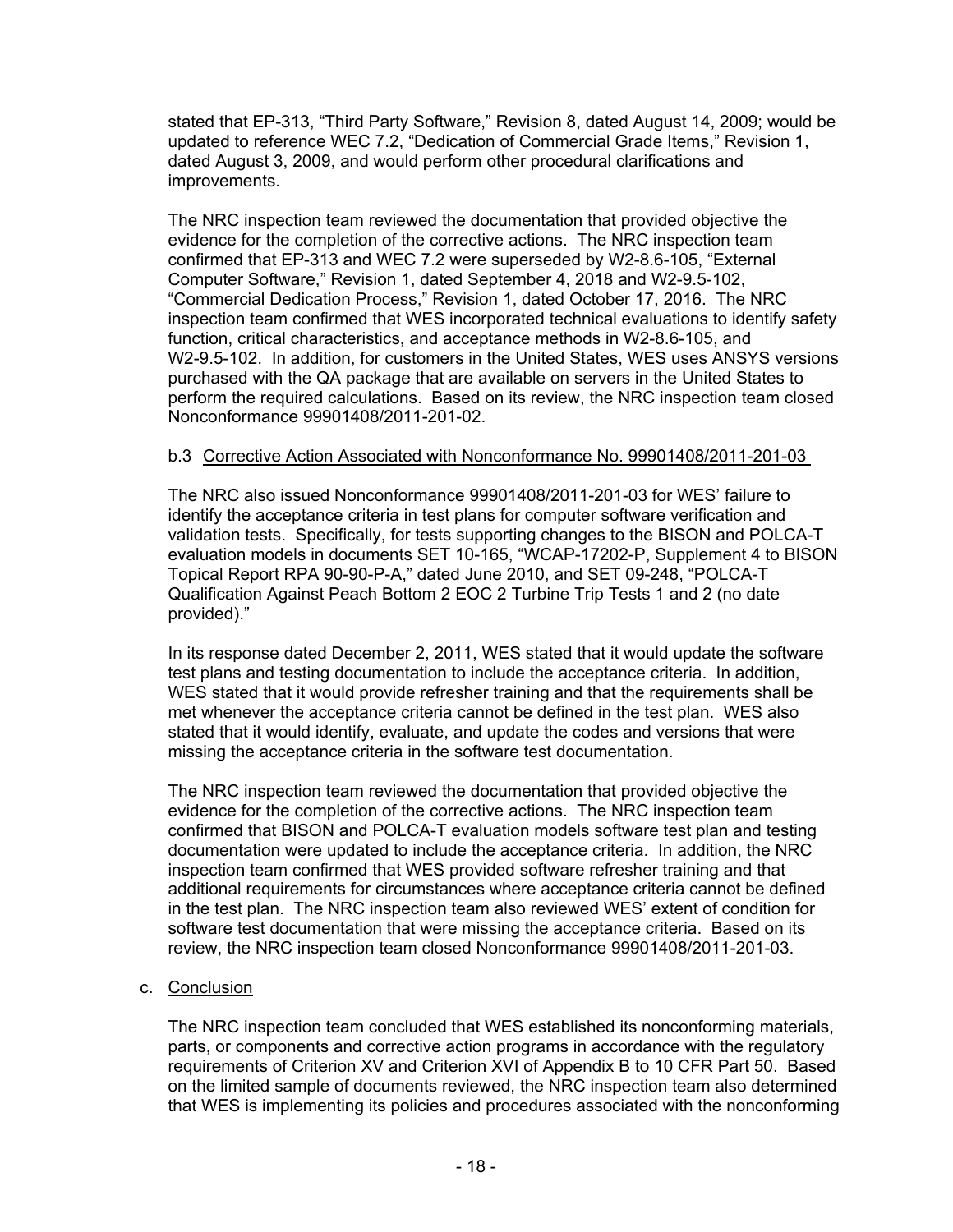stated that EP-313, “Third Party Software,” Revision 8, dated August 14, 2009; would be updated to reference WEC 7.2, “Dedication of Commercial Grade Items,” Revision 1, dated August 3, 2009, and would perform other procedural clarifications and improvements.

The NRC inspection team reviewed the documentation that provided objective the evidence for the completion of the corrective actions. The NRC inspection team confirmed that EP-313 and WEC 7.2 were superseded by W2-8.6-105, “External Computer Software,” Revision 1, dated September 4, 2018 and W2-9.5-102, “Commercial Dedication Process,” Revision 1, dated October 17, 2016. The NRC inspection team confirmed that WES incorporated technical evaluations to identify safety function, critical characteristics, and acceptance methods in W2-8.6-105, and W2-9.5-102. In addition, for customers in the United States, WES uses ANSYS versions purchased with the QA package that are available on servers in the United States to perform the required calculations. Based on its review, the NRC inspection team closed Nonconformance 99901408/2011-201-02.

b.3 Corrective Action Associated with Nonconformance No. 99901408/2011-201-03

The NRC also issued Nonconformance 99901408/2011-201-03 for WES’ failure to identify the acceptance criteria in test plans for computer software verification and validation tests. Specifically, for tests supporting changes to the BISON and POLCA-T evaluation models in documents SET 10-165, “WCAP-17202-P, Supplement 4 to BISON Topical Report RPA 90-90-P-A,” dated June 2010, and SET 09-248, “POLCA-T Qualification Against Peach Bottom 2 EOC 2 Turbine Trip Tests 1 and 2 (no date provided).”

In its response dated December 2, 2011, WES stated that it would update the software test plans and testing documentation to include the acceptance criteria. In addition, WES stated that it would provide refresher training and that the requirements shall be met whenever the acceptance criteria cannot be defined in the test plan. WES also stated that it would identify, evaluate, and update the codes and versions that were missing the acceptance criteria in the software test documentation.

The NRC inspection team reviewed the documentation that provided objective the evidence for the completion of the corrective actions. The NRC inspection team confirmed that BISON and POLCA-T evaluation models software test plan and testing documentation were updated to include the acceptance criteria. In addition, the NRC inspection team confirmed that WES provided software refresher training and that additional requirements for circumstances where acceptance criteria cannot be defined in the test plan. The NRC inspection team also reviewed WES’ extent of condition for software test documentation that were missing the acceptance criteria. Based on its review, the NRC inspection team closed Nonconformance 99901408/2011-201-03.

c. Conclusion

The NRC inspection team concluded that WES established its nonconforming materials, parts, or components and corrective action programs in accordance with the regulatory requirements of Criterion XV and Criterion XVI of Appendix B to 10 CFR Part 50. Based on the limited sample of documents reviewed, the NRC inspection team also determined that WES is implementing its policies and procedures associated with the nonconforming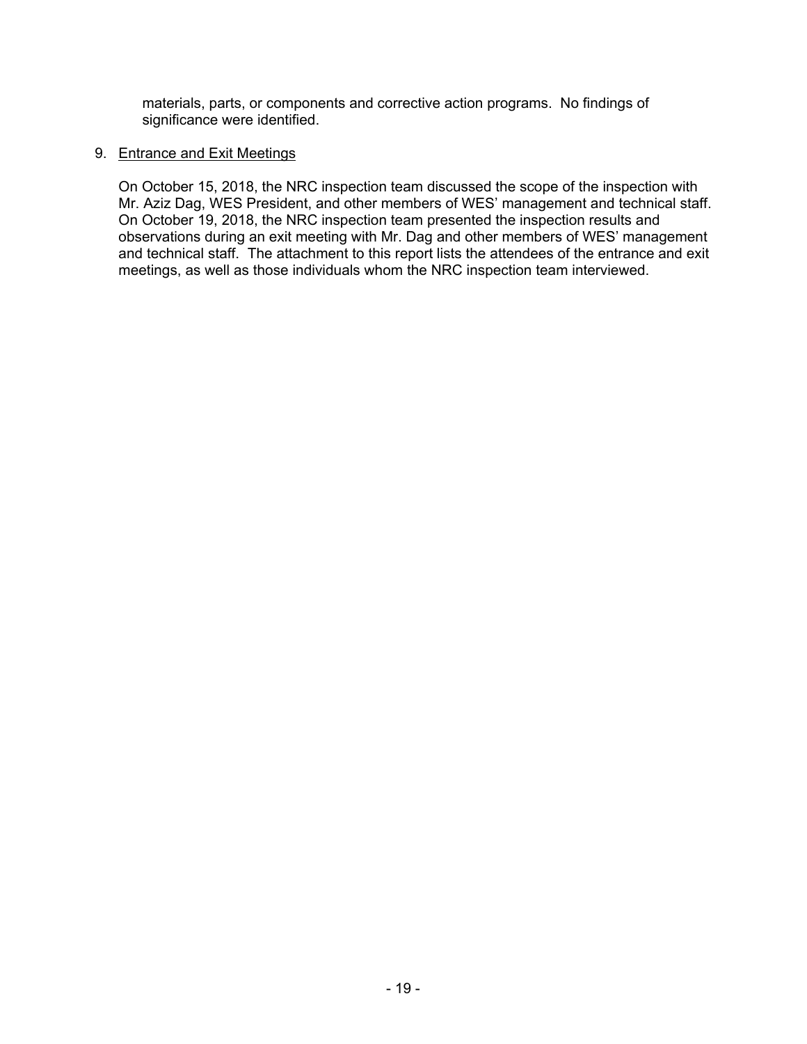materials, parts, or components and corrective action programs. No findings of significance were identified.

9. Entrance and Exit Meetings

On October 15, 2018, the NRC inspection team discussed the scope of the inspection with Mr. Aziz Dag, WES President, and other members of WES' management and technical staff. On October 19, 2018, the NRC inspection team presented the inspection results and observations during an exit meeting with Mr. Dag and other members of WES' management and technical staff. The attachment to this report lists the attendees of the entrance and exit meetings, as well as those individuals whom the NRC inspection team interviewed.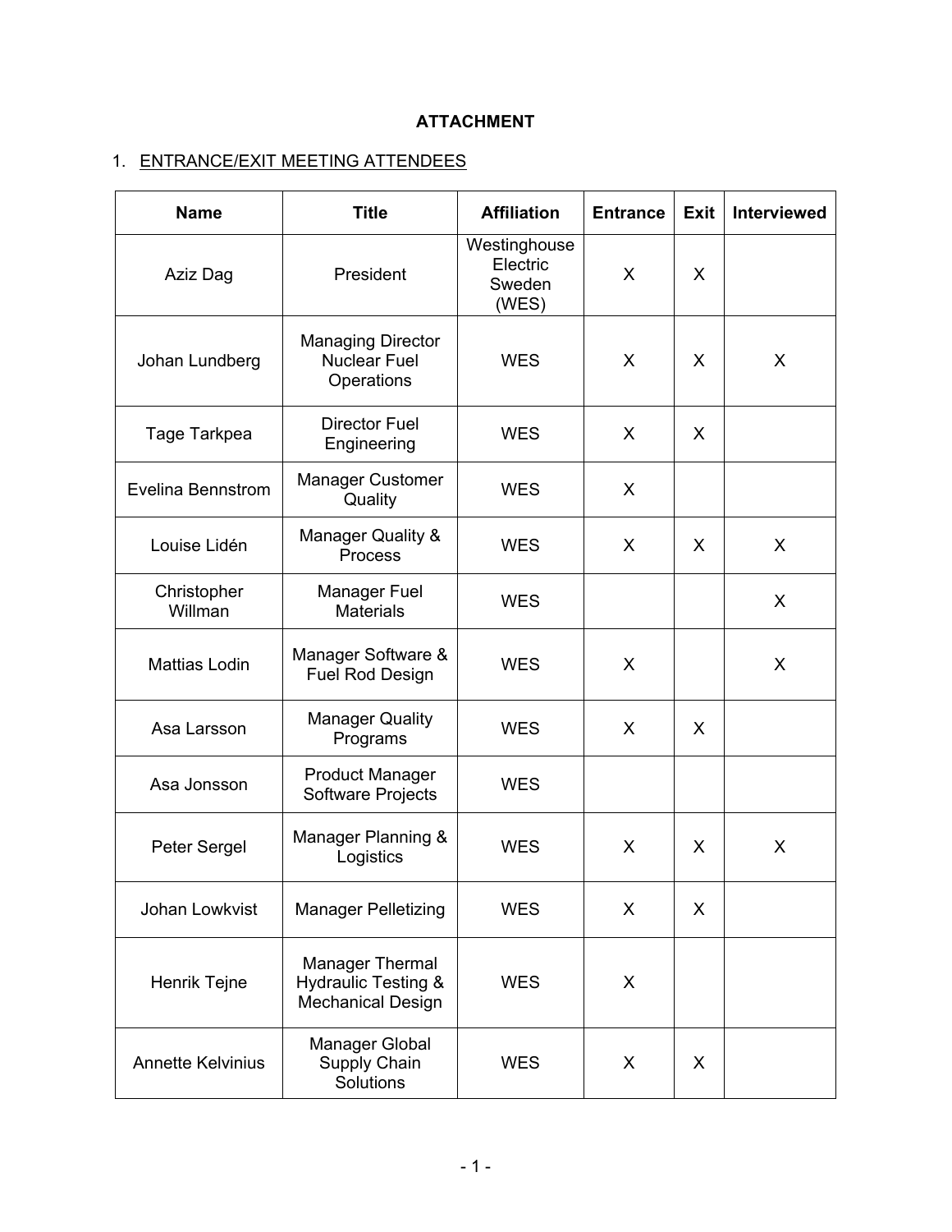**ATTACHMENT**

1. ENTRANCE/EXIT MEETING ATTENDEES

| Name | Title | Affiliation | Entrance | Exit | Interviewed |
|---|---|---|---|---|---|
| Aziz Dag | President | Westinghouse Electric Sweden (WES) | X | X | |
| Johan Lundberg | Managing Director Nuclear Fuel Operations | WES | X | X | X |
| Tage Tarkpea | Director Fuel Engineering | WES | X | X | |
| Evelina Bennstrom | Manager Customer Quality | WES | X | | |
| Louise Lidén | Manager Quality & Process | WES | X | X | X |
| Christopher Willman | Manager Fuel Materials | WES | | | X |
| Mattias Lodin | Manager Software & Fuel Rod Design | WES | X | | X |
| Asa Larsson | Manager Quality Programs | WES | X | X | |
| Asa Jonsson | Product Manager Software Projects | WES | | | |
| Peter Sergel | Manager Planning & Logistics | WES | X | X | X |
| Johan Lowkvist | Manager Pelletizing | WES | X | X | |
| Henrik Tejne | Manager Thermal Hydraulic Testing & Mechanical Design | WES | X | | |
| Annette Kelvinius | Manager Global Supply Chain Solutions | WES | X | X | |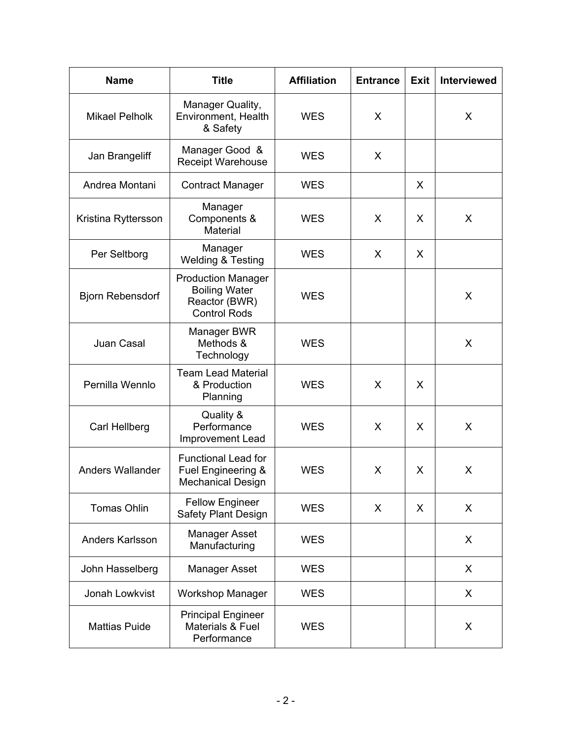| Name | Title | Affiliation | Entrance | Exit | Interviewed |
|---|---|---|---|---|---|
| Mikael Pelholk | Manager Quality, Environment, Health & Safety | WES | X | | X |
| Jan Brangeliff | Manager Good & Receipt Warehouse | WES | X | | |
| Andrea Montani | Contract Manager | WES | | X | |
| Kristina Ryttersson | Manager Components & Material | WES | X | X | X |
| Per Seltborg | Manager Welding & Testing | WES | X | X | |
| Bjorn Rebensdorf | Production Manager Boiling Water Reactor (BWR) Control Rods | WES | | | X |
| Juan Casal | Manager BWR Methods & Technology | WES | | | X |
| Pernilla Wennlo | Team Lead Material & Production Planning | WES | X | X | |
| Carl Hellberg | Quality & Performance Improvement Lead | WES | X | X | X |
| Anders Wallander | Functional Lead for Fuel Engineering & Mechanical Design | WES | X | X | X |
| Tomas Ohlin | Fellow Engineer Safety Plant Design | WES | X | X | X |
| Anders Karlsson | Manager Asset Manufacturing | WES | | | X |
| John Hasselberg | Manager Asset | WES | | | X |
| Jonah Lowkvist | Workshop Manager | WES | | | X |
| Mattias Puide | Principal Engineer Materials & Fuel Performance | WES | | | X |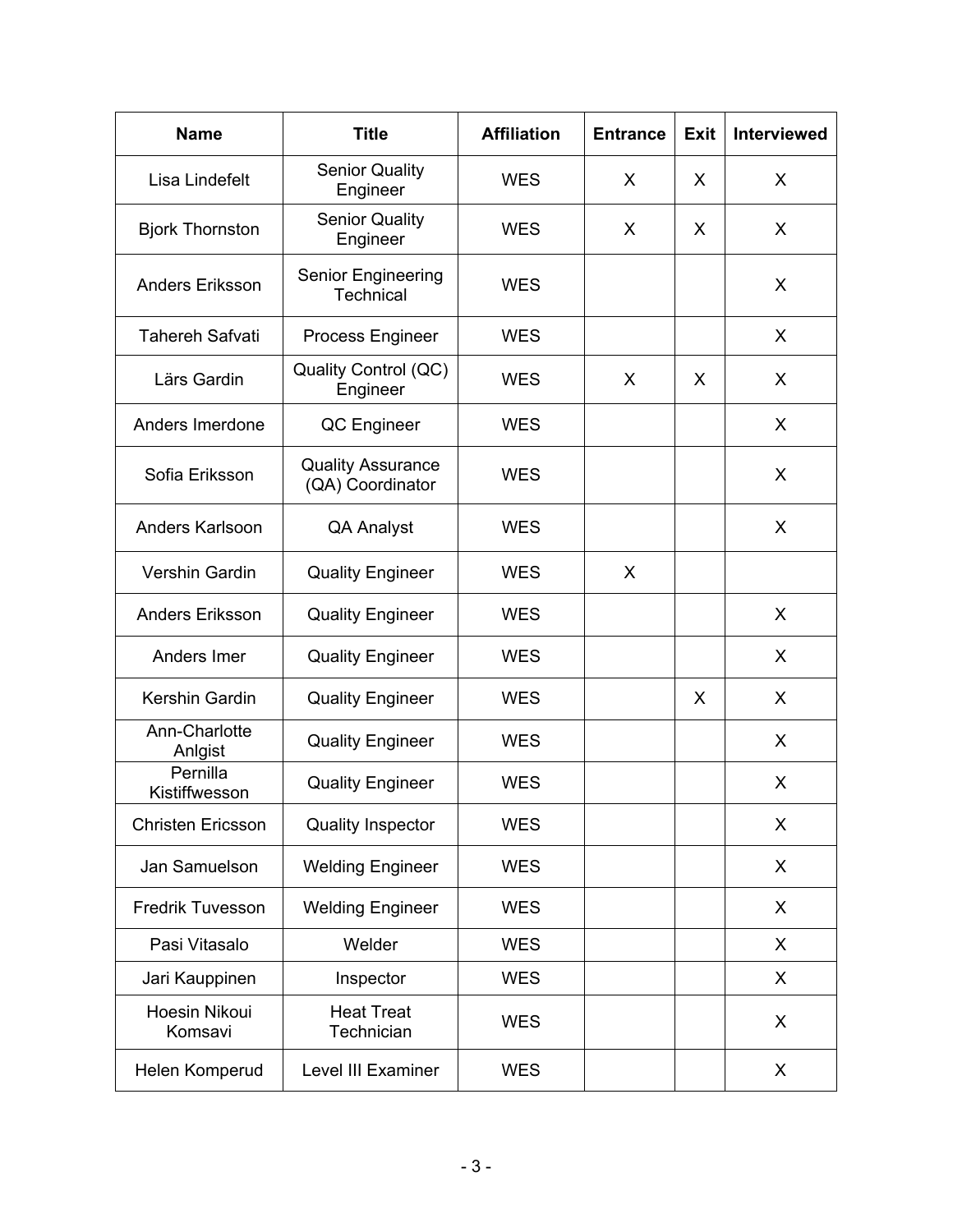| Name | Title | Affiliation | Entrance | Exit | Interviewed |
|---|---|---|---|---|---|
| Lisa Lindefelt | Senior Quality Engineer | WES | X | X | X |
| Bjork Thornston | Senior Quality Engineer | WES | X | X | X |
| Anders Eriksson | Senior Engineering Technical | WES | | | X |
| Tahereh Safvati | Process Engineer | WES | | | X |
| Lärs Gardin | Quality Control (QC) Engineer | WES | X | X | X |
| Anders Imerdone | QC Engineer | WES | | | X |
| Sofia Eriksson | Quality Assurance (QA) Coordinator | WES | | | X |
| Anders Karlsoon | QA Analyst | WES | | | X |
| Vershin Gardin | Quality Engineer | WES | X | | |
| Anders Eriksson | Quality Engineer | WES | | | X |
| Anders Imer | Quality Engineer | WES | | | X |
| Kershin Gardin | Quality Engineer | WES | | X | X |
| Ann-Charlotte Anlgist | Quality Engineer | WES | | | X |
| Pernilla Kistiffwesson | Quality Engineer | WES | | | X |
| Christen Ericsson | Quality Inspector | WES | | | X |
| Jan Samuelson | Welding Engineer | WES | | | X |
| Fredrik Tuvesson | Welding Engineer | WES | | | X |
| Pasi Vitasalo | Welder | WES | | | X |
| Jari Kauppinen | Inspector | WES | | | X |
| Hoesin Nikoui Komsavi | Heat Treat Technician | WES | | | X |
| Helen Komperud | Level III Examiner | WES | | | X |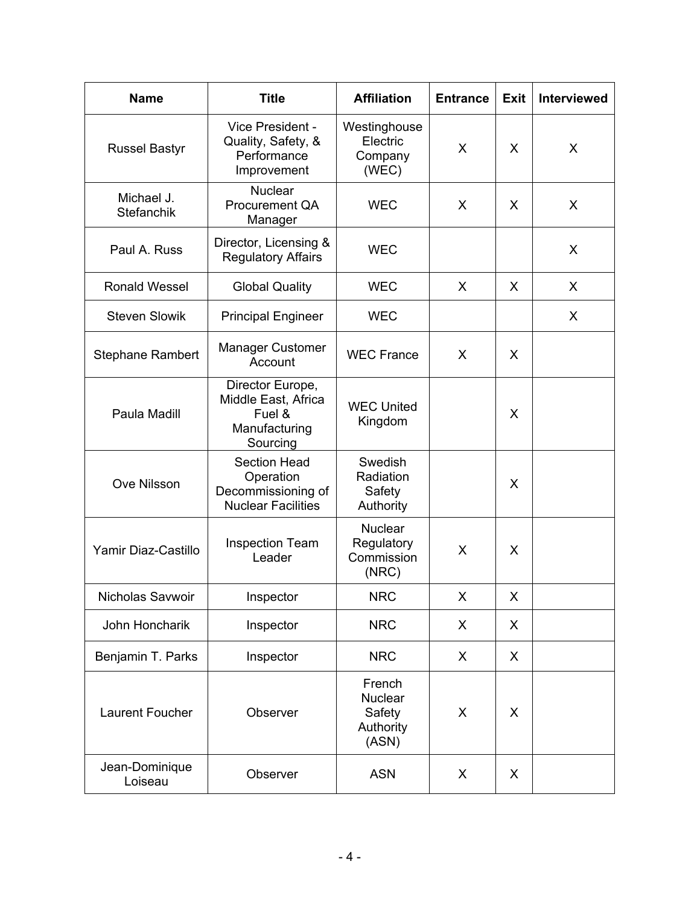| Name | Title | Affiliation | Entrance | Exit | Interviewed |
|---|---|---|---|---|---|
| Russel Bastyr | Vice President - Quality, Safety, & Performance Improvement | Westinghouse Electric Company (WEC) | X | X | X |
| Michael J. Stefanchik | Nuclear Procurement QA Manager | WEC | X | X | X |
| Paul A. Russ | Director, Licensing & Regulatory Affairs | WEC | | | X |
| Ronald Wessel | Global Quality | WEC | X | X | X |
| Steven Slowik | Principal Engineer | WEC | | | X |
| Stephane Rambert | Manager Customer Account | WEC France | X | X | |
| Paula Madill | Director Europe, Middle East, Africa Fuel & Manufacturing Sourcing | WEC United Kingdom | | X | |
| Ove Nilsson | Section Head Operation Decommissioning of Nuclear Facilities | Swedish Radiation Safety Authority | | X | |
| Yamir Diaz-Castillo | Inspection Team Leader | Nuclear Regulatory Commission (NRC) | X | X | |
| Nicholas Savwoir | Inspector | NRC | X | X | |
| John Honcharik | Inspector | NRC | X | X | |
| Benjamin T. Parks | Inspector | NRC | X | X | |
| Laurent Foucher | Observer | French Nuclear Safety Authority (ASN) | X | X | |
| Jean-Dominique Loiseau | Observer | ASN | X | X | |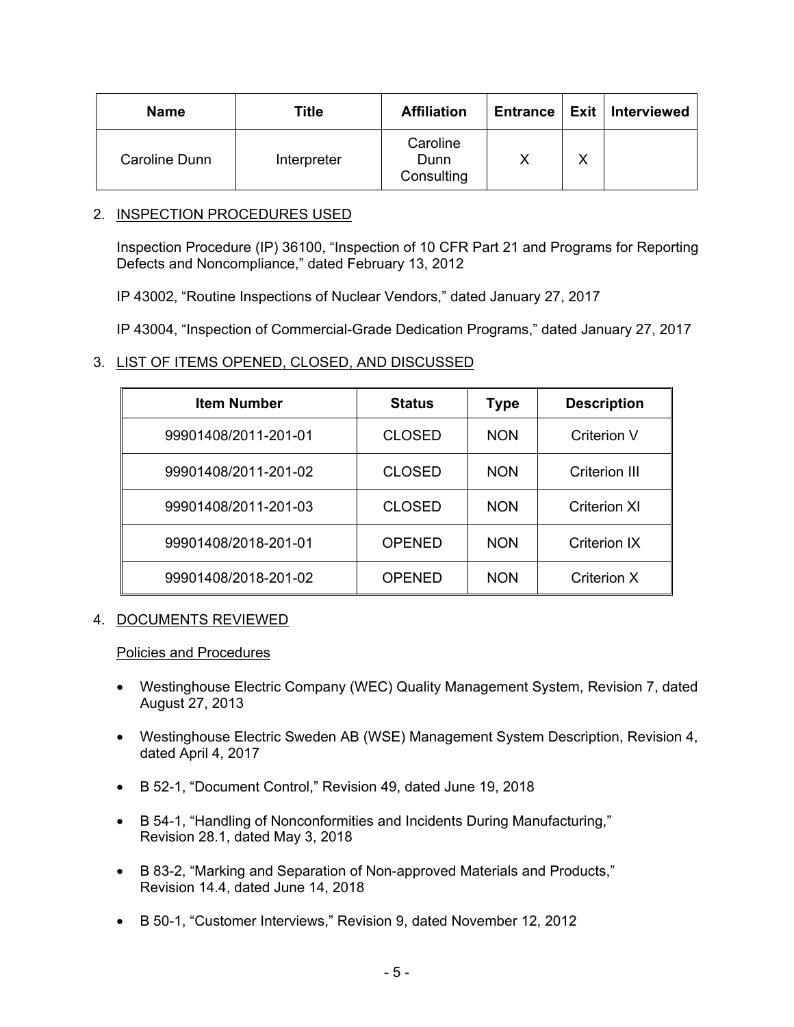| Name | Title | Affiliation | Entrance | Exit | Interviewed |
|---|---|---|---|---|---|
| Caroline Dunn | Interpreter | Caroline Dunn Consulting | X | X | |

2. INSPECTION PROCEDURES USED

Inspection Procedure (IP) 36100, "Inspection of 10 CFR Part 21 and Programs for Reporting Defects and Noncompliance," dated February 13, 2012

IP 43002, "Routine Inspections of Nuclear Vendors," dated January 27, 2017

IP 43004, "Inspection of Commercial-Grade Dedication Programs," dated January 27, 2017

3. LIST OF ITEMS OPENED, CLOSED, AND DISCUSSED

| Item Number | Status | Type | Description |
|---|---|---|---|
| 99901408/2011-201-01 | CLOSED | NON | Criterion V |
| 99901408/2011-201-02 | CLOSED | NON | Criterion III |
| 99901408/2011-201-03 | CLOSED | NON | Criterion XI |
| 99901408/2018-201-01 | OPENED | NON | Criterion IX |
| 99901408/2018-201-02 | OPENED | NON | Criterion X |

4. DOCUMENTS REVIEWED

Policies and Procedures

- Westinghouse Electric Company (WEC) Quality Management System, Revision 7, dated August 27, 2013
- Westinghouse Electric Sweden AB (WSE) Management System Description, Revision 4, dated April 4, 2017
- B 52-1, "Document Control," Revision 49, dated June 19, 2018
- B 54-1, "Handling of Nonconformities and Incidents During Manufacturing," Revision 28.1, dated May 3, 2018
- B 83-2, "Marking and Separation of Non-approved Materials and Products," Revision 14.4, dated June 14, 2018
- B 50-1, "Customer Interviews," Revision 9, dated November 12, 2012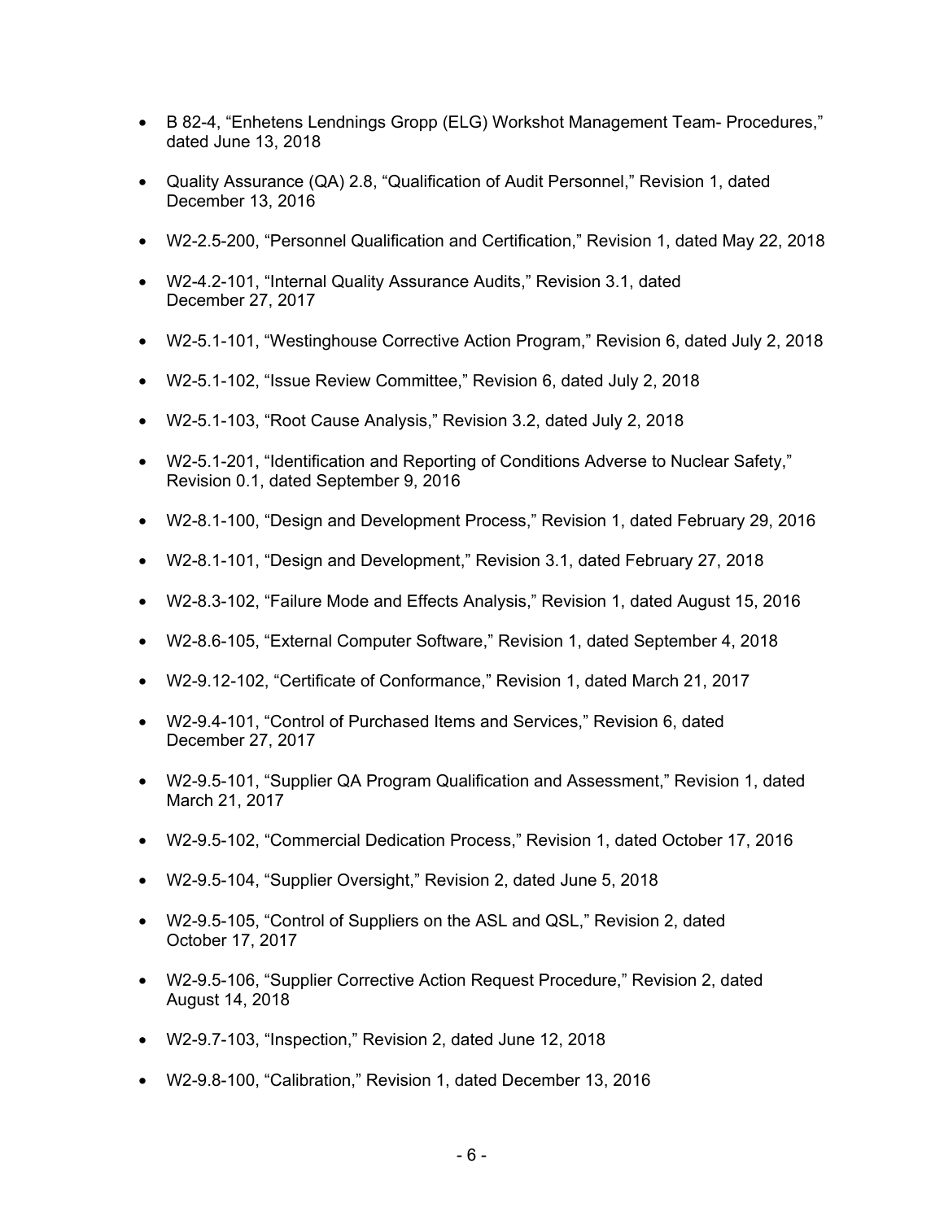- B 82-4, "Enhetens Lendnings Gropp (ELG) Workshot Management Team- Procedures," dated June 13, 2018

- Quality Assurance (QA) 2.8, "Qualification of Audit Personnel," Revision 1, dated December 13, 2016

- W2-2.5-200, "Personnel Qualification and Certification," Revision 1, dated May 22, 2018

- W2-4.2-101, "Internal Quality Assurance Audits," Revision 3.1, dated December 27, 2017

- W2-5.1-101, "Westinghouse Corrective Action Program," Revision 6, dated July 2, 2018

- W2-5.1-102, "Issue Review Committee," Revision 6, dated July 2, 2018

- W2-5.1-103, "Root Cause Analysis," Revision 3.2, dated July 2, 2018

- W2-5.1-201, "Identification and Reporting of Conditions Adverse to Nuclear Safety," Revision 0.1, dated September 9, 2016

- W2-8.1-100, "Design and Development Process," Revision 1, dated February 29, 2016

- W2-8.1-101, "Design and Development," Revision 3.1, dated February 27, 2018

- W2-8.3-102, "Failure Mode and Effects Analysis," Revision 1, dated August 15, 2016

- W2-8.6-105, "External Computer Software," Revision 1, dated September 4, 2018

- W2-9.12-102, "Certificate of Conformance," Revision 1, dated March 21, 2017

- W2-9.4-101, "Control of Purchased Items and Services," Revision 6, dated December 27, 2017

- W2-9.5-101, "Supplier QA Program Qualification and Assessment," Revision 1, dated March 21, 2017

- W2-9.5-102, "Commercial Dedication Process," Revision 1, dated October 17, 2016

- W2-9.5-104, "Supplier Oversight," Revision 2, dated June 5, 2018

- W2-9.5-105, "Control of Suppliers on the ASL and QSL," Revision 2, dated October 17, 2017

- W2-9.5-106, "Supplier Corrective Action Request Procedure," Revision 2, dated August 14, 2018

- W2-9.7-103, "Inspection," Revision 2, dated June 12, 2018

- W2-9.8-100, "Calibration," Revision 1, dated December 13, 2016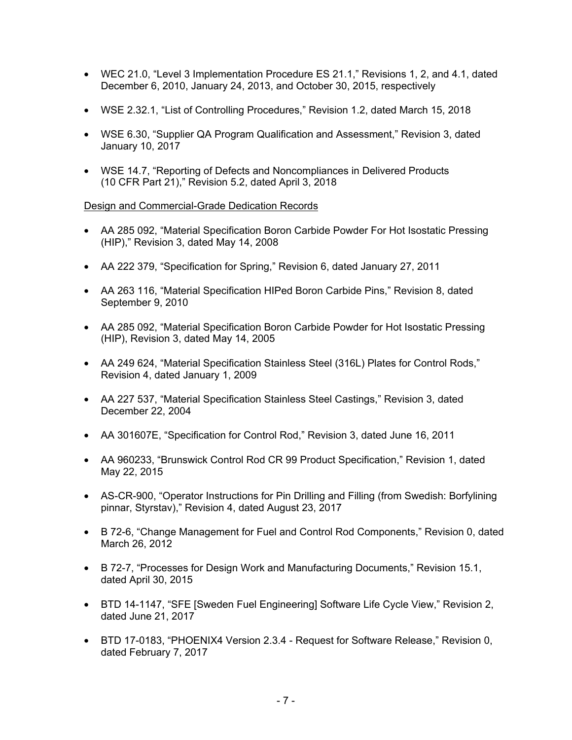- WEC 21.0, “Level 3 Implementation Procedure ES 21.1,” Revisions 1, 2, and 4.1, dated December 6, 2010, January 24, 2013, and October 30, 2015, respectively
- WSE 2.32.1, “List of Controlling Procedures,” Revision 1.2, dated March 15, 2018
- WSE 6.30, “Supplier QA Program Qualification and Assessment,” Revision 3, dated January 10, 2017
- WSE 14.7, “Reporting of Defects and Noncompliances in Delivered Products (10 CFR Part 21),” Revision 5.2, dated April 3, 2018

Design and Commercial-Grade Dedication Records

- AA 285 092, “Material Specification Boron Carbide Powder For Hot Isostatic Pressing (HIP),” Revision 3, dated May 14, 2008
- AA 222 379, “Specification for Spring,” Revision 6, dated January 27, 2011
- AA 263 116, “Material Specification HIPed Boron Carbide Pins,” Revision 8, dated September 9, 2010
- AA 285 092, “Material Specification Boron Carbide Powder for Hot Isostatic Pressing (HIP), Revision 3, dated May 14, 2005
- AA 249 624, “Material Specification Stainless Steel (316L) Plates for Control Rods,” Revision 4, dated January 1, 2009
- AA 227 537, “Material Specification Stainless Steel Castings,” Revision 3, dated December 22, 2004
- AA 301607E, “Specification for Control Rod,” Revision 3, dated June 16, 2011
- AA 960233, “Brunswick Control Rod CR 99 Product Specification,” Revision 1, dated May 22, 2015
- AS-CR-900, “Operator Instructions for Pin Drilling and Filling (from Swedish: Borfylining pinnar, Styrstav),” Revision 4, dated August 23, 2017
- B 72-6, “Change Management for Fuel and Control Rod Components,” Revision 0, dated March 26, 2012
- B 72-7, “Processes for Design Work and Manufacturing Documents,” Revision 15.1, dated April 30, 2015
- BTD 14-1147, “SFE [Sweden Fuel Engineering] Software Life Cycle View,” Revision 2, dated June 21, 2017
- BTD 17-0183, “PHOENIX4 Version 2.3.4 - Request for Software Release,” Revision 0, dated February 7, 2017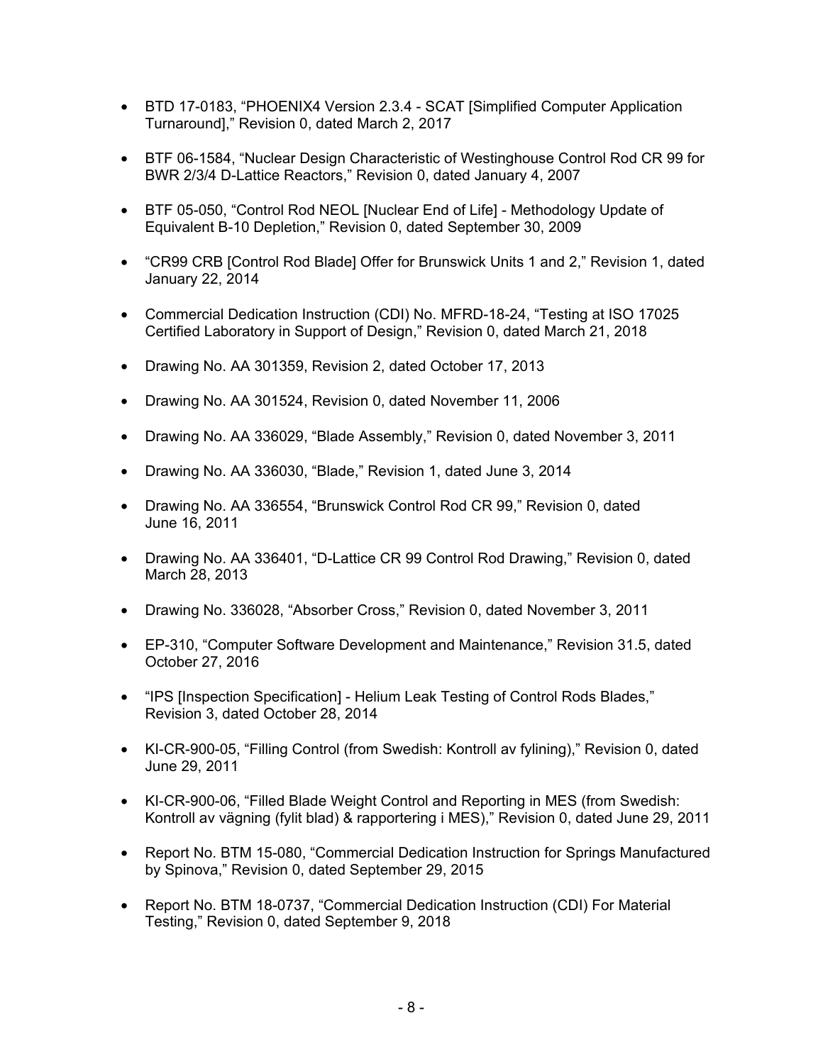- BTD 17-0183, "PHOENIX4 Version 2.3.4 - SCAT [Simplified Computer Application Turnaround]," Revision 0, dated March 2, 2017

- BTF 06-1584, "Nuclear Design Characteristic of Westinghouse Control Rod CR 99 for BWR 2/3/4 D-Lattice Reactors," Revision 0, dated January 4, 2007

- BTF 05-050, "Control Rod NEOL [Nuclear End of Life] - Methodology Update of Equivalent B-10 Depletion," Revision 0, dated September 30, 2009

- "CR99 CRB [Control Rod Blade] Offer for Brunswick Units 1 and 2," Revision 1, dated January 22, 2014

- Commercial Dedication Instruction (CDI) No. MFRD-18-24, "Testing at ISO 17025 Certified Laboratory in Support of Design," Revision 0, dated March 21, 2018

- Drawing No. AA 301359, Revision 2, dated October 17, 2013

- Drawing No. AA 301524, Revision 0, dated November 11, 2006

- Drawing No. AA 336029, "Blade Assembly," Revision 0, dated November 3, 2011

- Drawing No. AA 336030, "Blade," Revision 1, dated June 3, 2014

- Drawing No. AA 336554, "Brunswick Control Rod CR 99," Revision 0, dated June 16, 2011

- Drawing No. AA 336401, "D-Lattice CR 99 Control Rod Drawing," Revision 0, dated March 28, 2013

- Drawing No. 336028, "Absorber Cross," Revision 0, dated November 3, 2011

- EP-310, "Computer Software Development and Maintenance," Revision 31.5, dated October 27, 2016

- "IPS [Inspection Specification] - Helium Leak Testing of Control Rods Blades," Revision 3, dated October 28, 2014

- KI-CR-900-05, "Filling Control (from Swedish: Kontroll av fylining)," Revision 0, dated June 29, 2011

- KI-CR-900-06, "Filled Blade Weight Control and Reporting in MES (from Swedish: Kontroll av vägning (fylit blad) & rapportering i MES)," Revision 0, dated June 29, 2011

- Report No. BTM 15-080, "Commercial Dedication Instruction for Springs Manufactured by Spinova," Revision 0, dated September 29, 2015

- Report No. BTM 18-0737, "Commercial Dedication Instruction (CDI) For Material Testing," Revision 0, dated September 9, 2018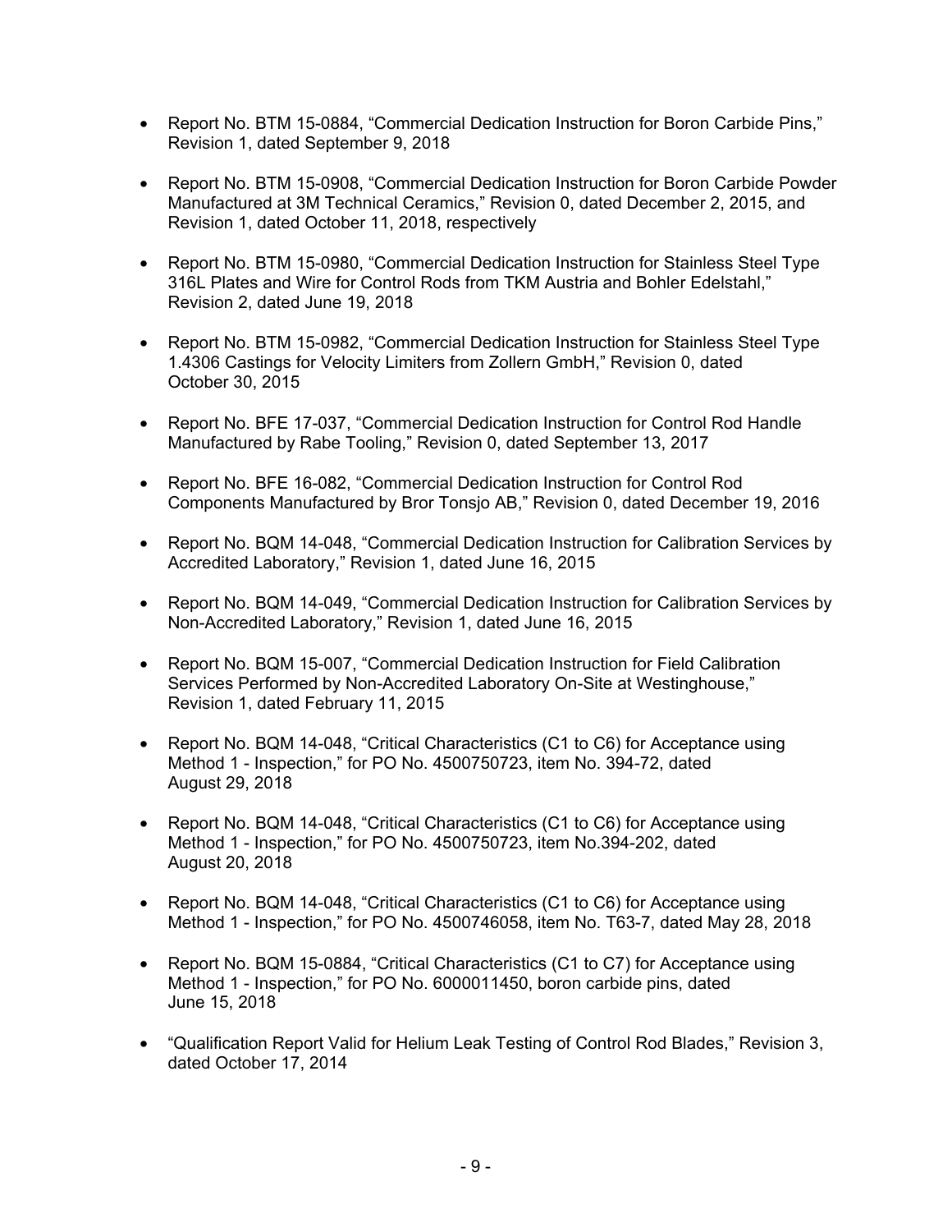- Report No. BTM 15-0884, "Commercial Dedication Instruction for Boron Carbide Pins," Revision 1, dated September 9, 2018

- Report No. BTM 15-0908, "Commercial Dedication Instruction for Boron Carbide Powder Manufactured at 3M Technical Ceramics," Revision 0, dated December 2, 2015, and Revision 1, dated October 11, 2018, respectively

- Report No. BTM 15-0980, "Commercial Dedication Instruction for Stainless Steel Type 316L Plates and Wire for Control Rods from TKM Austria and Bohler Edelstahl," Revision 2, dated June 19, 2018

- Report No. BTM 15-0982, "Commercial Dedication Instruction for Stainless Steel Type 1.4306 Castings for Velocity Limiters from Zollern GmbH," Revision 0, dated October 30, 2015

- Report No. BFE 17-037, "Commercial Dedication Instruction for Control Rod Handle Manufactured by Rabe Tooling," Revision 0, dated September 13, 2017

- Report No. BFE 16-082, "Commercial Dedication Instruction for Control Rod Components Manufactured by Bror Tonsjo AB," Revision 0, dated December 19, 2016

- Report No. BQM 14-048, "Commercial Dedication Instruction for Calibration Services by Accredited Laboratory," Revision 1, dated June 16, 2015

- Report No. BQM 14-049, "Commercial Dedication Instruction for Calibration Services by Non-Accredited Laboratory," Revision 1, dated June 16, 2015

- Report No. BQM 15-007, "Commercial Dedication Instruction for Field Calibration Services Performed by Non-Accredited Laboratory On-Site at Westinghouse," Revision 1, dated February 11, 2015

- Report No. BQM 14-048, "Critical Characteristics (C1 to C6) for Acceptance using Method 1 - Inspection," for PO No. 4500750723, item No. 394-72, dated August 29, 2018

- Report No. BQM 14-048, "Critical Characteristics (C1 to C6) for Acceptance using Method 1 - Inspection," for PO No. 4500750723, item No.394-202, dated August 20, 2018

- Report No. BQM 14-048, "Critical Characteristics (C1 to C6) for Acceptance using Method 1 - Inspection," for PO No. 4500746058, item No. T63-7, dated May 28, 2018

- Report No. BQM 15-0884, "Critical Characteristics (C1 to C7) for Acceptance using Method 1 - Inspection," for PO No. 6000011450, boron carbide pins, dated June 15, 2018

- "Qualification Report Valid for Helium Leak Testing of Control Rod Blades," Revision 3, dated October 17, 2014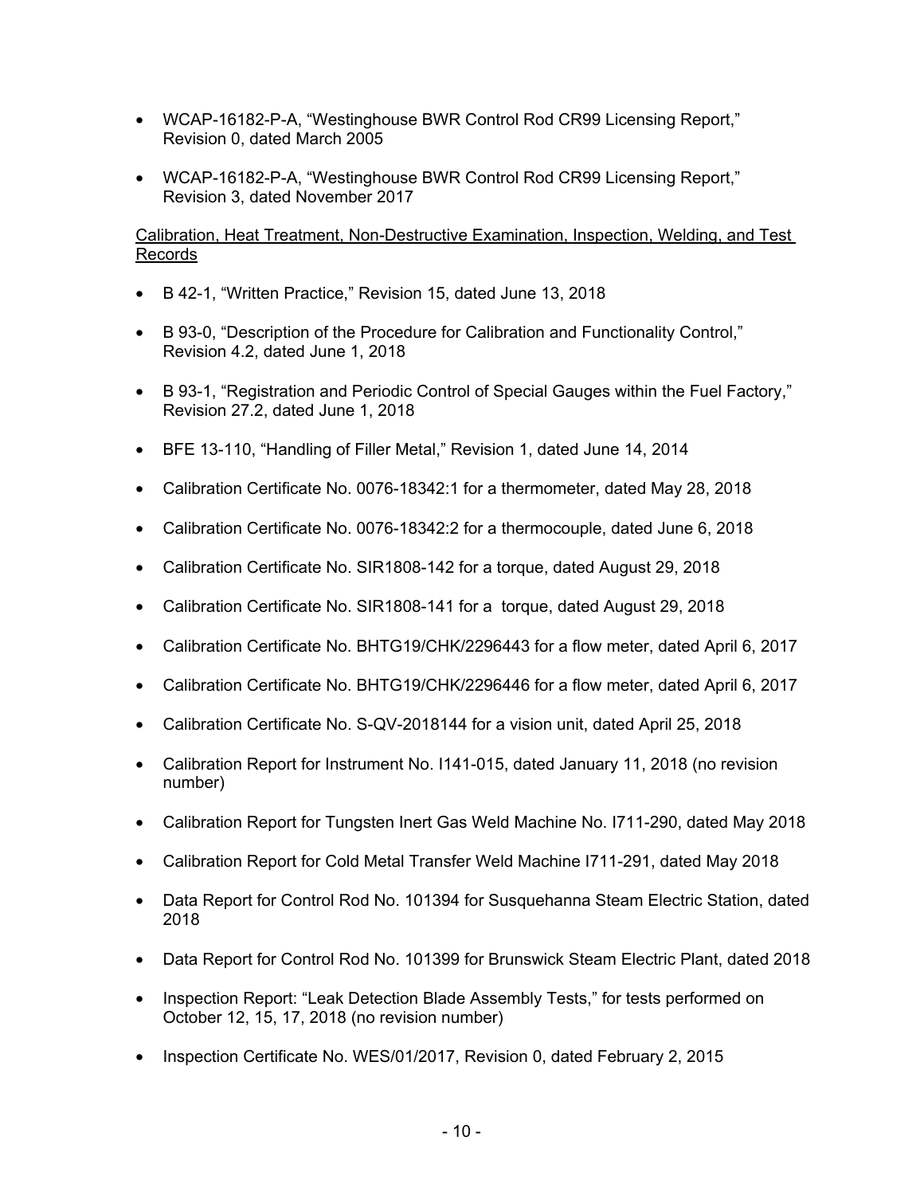- WCAP-16182-P-A, "Westinghouse BWR Control Rod CR99 Licensing Report," Revision 0, dated March 2005

- WCAP-16182-P-A, "Westinghouse BWR Control Rod CR99 Licensing Report," Revision 3, dated November 2017

Calibration, Heat Treatment, Non-Destructive Examination, Inspection, Welding, and Test Records

- B 42-1, "Written Practice," Revision 15, dated June 13, 2018

- B 93-0, "Description of the Procedure for Calibration and Functionality Control," Revision 4.2, dated June 1, 2018

- B 93-1, "Registration and Periodic Control of Special Gauges within the Fuel Factory," Revision 27.2, dated June 1, 2018

- BFE 13-110, "Handling of Filler Metal," Revision 1, dated June 14, 2014

- Calibration Certificate No. 0076-18342:1 for a thermometer, dated May 28, 2018

- Calibration Certificate No. 0076-18342:2 for a thermocouple, dated June 6, 2018

- Calibration Certificate No. SIR1808-142 for a torque, dated August 29, 2018

- Calibration Certificate No. SIR1808-141 for a torque, dated August 29, 2018

- Calibration Certificate No. BHTG19/CHK/2296443 for a flow meter, dated April 6, 2017

- Calibration Certificate No. BHTG19/CHK/2296446 for a flow meter, dated April 6, 2017

- Calibration Certificate No. S-QV-2018144 for a vision unit, dated April 25, 2018

- Calibration Report for Instrument No. I141-015, dated January 11, 2018 (no revision number)

- Calibration Report for Tungsten Inert Gas Weld Machine No. I711-290, dated May 2018

- Calibration Report for Cold Metal Transfer Weld Machine I711-291, dated May 2018

- Data Report for Control Rod No. 101394 for Susquehanna Steam Electric Station, dated 2018

- Data Report for Control Rod No. 101399 for Brunswick Steam Electric Plant, dated 2018

- Inspection Report: "Leak Detection Blade Assembly Tests," for tests performed on October 12, 15, 17, 2018 (no revision number)

- Inspection Certificate No. WES/01/2017, Revision 0, dated February 2, 2015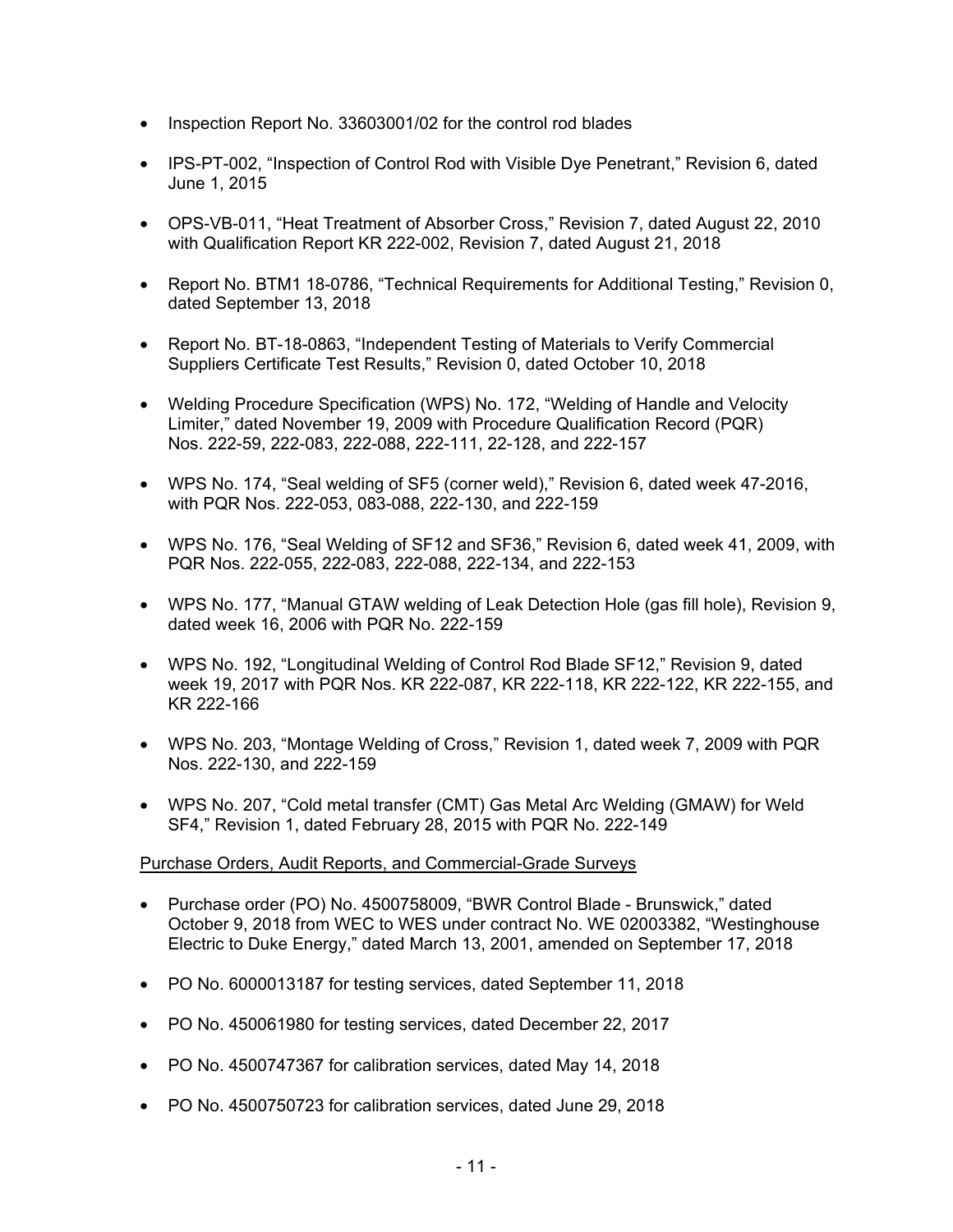- Inspection Report No. 33603001/02 for the control rod blades
- IPS-PT-002, "Inspection of Control Rod with Visible Dye Penetrant," Revision 6, dated June 1, 2015
- OPS-VB-011, "Heat Treatment of Absorber Cross," Revision 7, dated August 22, 2010 with Qualification Report KR 222-002, Revision 7, dated August 21, 2018
- Report No. BTM1 18-0786, "Technical Requirements for Additional Testing," Revision 0, dated September 13, 2018
- Report No. BT-18-0863, "Independent Testing of Materials to Verify Commercial Suppliers Certificate Test Results," Revision 0, dated October 10, 2018
- Welding Procedure Specification (WPS) No. 172, "Welding of Handle and Velocity Limiter," dated November 19, 2009 with Procedure Qualification Record (PQR) Nos. 222-59, 222-083, 222-088, 222-111, 22-128, and 222-157
- WPS No. 174, "Seal welding of SF5 (corner weld)," Revision 6, dated week 47-2016, with PQR Nos. 222-053, 083-088, 222-130, and 222-159
- WPS No. 176, "Seal Welding of SF12 and SF36," Revision 6, dated week 41, 2009, with PQR Nos. 222-055, 222-083, 222-088, 222-134, and 222-153
- WPS No. 177, "Manual GTAW welding of Leak Detection Hole (gas fill hole), Revision 9, dated week 16, 2006 with PQR No. 222-159
- WPS No. 192, "Longitudinal Welding of Control Rod Blade SF12," Revision 9, dated week 19, 2017 with PQR Nos. KR 222-087, KR 222-118, KR 222-122, KR 222-155, and KR 222-166
- WPS No. 203, "Montage Welding of Cross," Revision 1, dated week 7, 2009 with PQR Nos. 222-130, and 222-159
- WPS No. 207, "Cold metal transfer (CMT) Gas Metal Arc Welding (GMAW) for Weld SF4," Revision 1, dated February 28, 2015 with PQR No. 222-149

Purchase Orders, Audit Reports, and Commercial-Grade Surveys

- Purchase order (PO) No. 4500758009, "BWR Control Blade - Brunswick," dated October 9, 2018 from WEC to WES under contract No. WE 02003382, "Westinghouse Electric to Duke Energy," dated March 13, 2001, amended on September 17, 2018
- PO No. 6000013187 for testing services, dated September 11, 2018
- PO No. 450061980 for testing services, dated December 22, 2017
- PO No. 4500747367 for calibration services, dated May 14, 2018
- PO No. 4500750723 for calibration services, dated June 29, 2018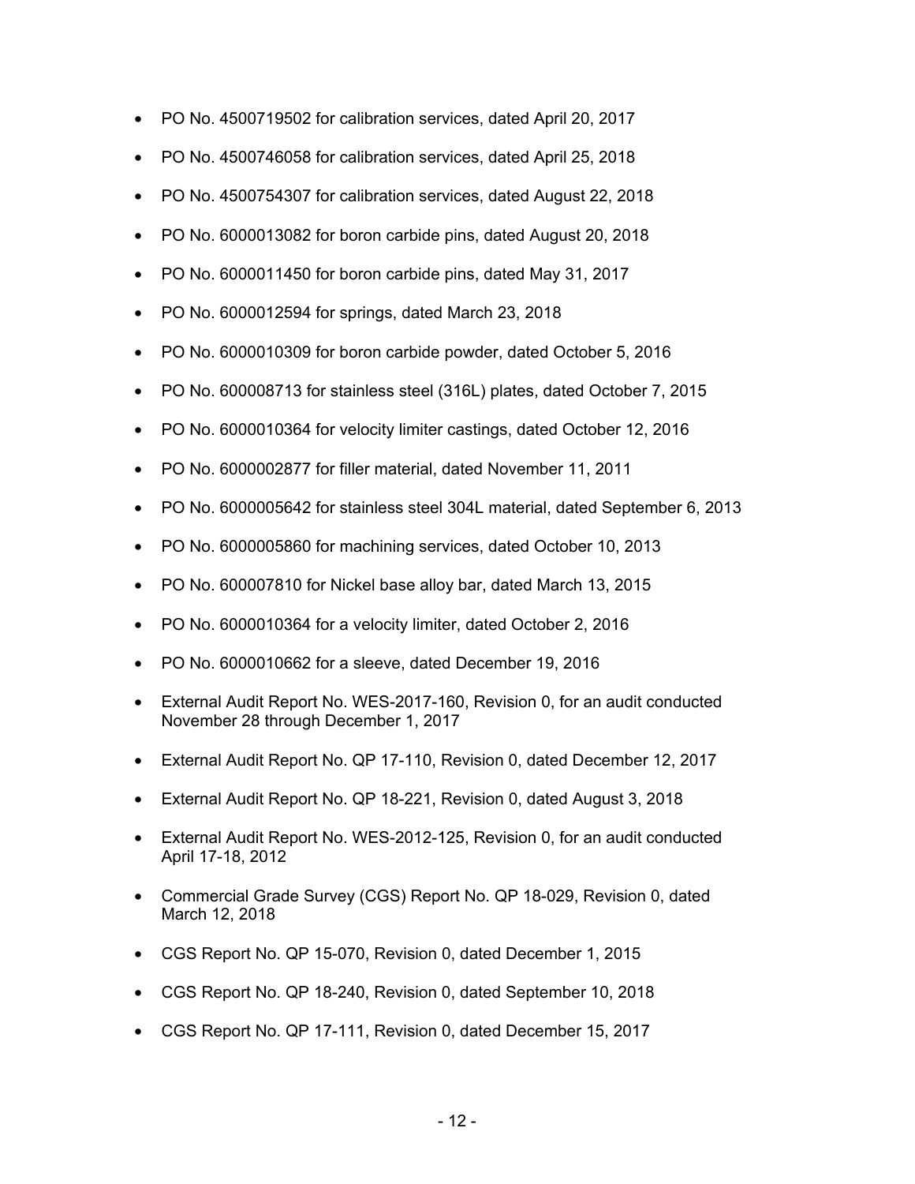- PO No. 4500719502 for calibration services, dated April 20, 2017
- PO No. 4500746058 for calibration services, dated April 25, 2018
- PO No. 4500754307 for calibration services, dated August 22, 2018
- PO No. 6000013082 for boron carbide pins, dated August 20, 2018
- PO No. 6000011450 for boron carbide pins, dated May 31, 2017
- PO No. 6000012594 for springs, dated March 23, 2018
- PO No. 6000010309 for boron carbide powder, dated October 5, 2016
- PO No. 600008713 for stainless steel (316L) plates, dated October 7, 2015
- PO No. 6000010364 for velocity limiter castings, dated October 12, 2016
- PO No. 6000002877 for filler material, dated November 11, 2011
- PO No. 6000005642 for stainless steel 304L material, dated September 6, 2013
- PO No. 6000005860 for machining services, dated October 10, 2013
- PO No. 600007810 for Nickel base alloy bar, dated March 13, 2015
- PO No. 6000010364 for a velocity limiter, dated October 2, 2016
- PO No. 6000010662 for a sleeve, dated December 19, 2016
- External Audit Report No. WES-2017-160, Revision 0, for an audit conducted November 28 through December 1, 2017
- External Audit Report No. QP 17-110, Revision 0, dated December 12, 2017
- External Audit Report No. QP 18-221, Revision 0, dated August 3, 2018
- External Audit Report No. WES-2012-125, Revision 0, for an audit conducted April 17-18, 2012
- Commercial Grade Survey (CGS) Report No. QP 18-029, Revision 0, dated March 12, 2018
- CGS Report No. QP 15-070, Revision 0, dated December 1, 2015
- CGS Report No. QP 18-240, Revision 0, dated September 10, 2018
- CGS Report No. QP 17-111, Revision 0, dated December 15, 2017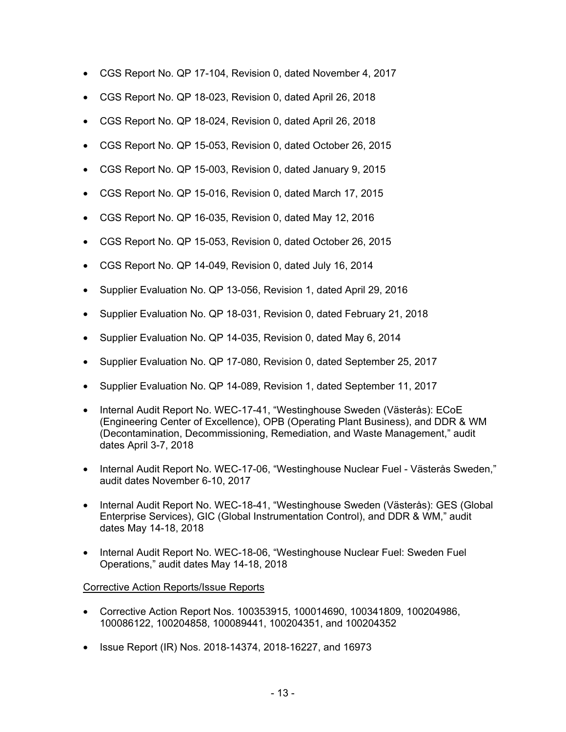- CGS Report No. QP 17-104, Revision 0, dated November 4, 2017
- CGS Report No. QP 18-023, Revision 0, dated April 26, 2018
- CGS Report No. QP 18-024, Revision 0, dated April 26, 2018
- CGS Report No. QP 15-053, Revision 0, dated October 26, 2015
- CGS Report No. QP 15-003, Revision 0, dated January 9, 2015
- CGS Report No. QP 15-016, Revision 0, dated March 17, 2015
- CGS Report No. QP 16-035, Revision 0, dated May 12, 2016
- CGS Report No. QP 15-053, Revision 0, dated October 26, 2015
- CGS Report No. QP 14-049, Revision 0, dated July 16, 2014
- Supplier Evaluation No. QP 13-056, Revision 1, dated April 29, 2016
- Supplier Evaluation No. QP 18-031, Revision 0, dated February 21, 2018
- Supplier Evaluation No. QP 14-035, Revision 0, dated May 6, 2014
- Supplier Evaluation No. QP 17-080, Revision 0, dated September 25, 2017
- Supplier Evaluation No. QP 14-089, Revision 1, dated September 11, 2017
- Internal Audit Report No. WEC-17-41, "Westinghouse Sweden (Västerås): ECoE (Engineering Center of Excellence), OPB (Operating Plant Business), and DDR & WM (Decontamination, Decommissioning, Remediation, and Waste Management," audit dates April 3-7, 2018
- Internal Audit Report No. WEC-17-06, "Westinghouse Nuclear Fuel - Västerås Sweden," audit dates November 6-10, 2017
- Internal Audit Report No. WEC-18-41, "Westinghouse Sweden (Västerås): GES (Global Enterprise Services), GIC (Global Instrumentation Control), and DDR & WM," audit dates May 14-18, 2018
- Internal Audit Report No. WEC-18-06, "Westinghouse Nuclear Fuel: Sweden Fuel Operations," audit dates May 14-18, 2018

Corrective Action Reports/Issue Reports

- Corrective Action Report Nos. 100353915, 100014690, 100341809, 100204986, 100086122, 100204858, 100089441, 100204351, and 100204352
- Issue Report (IR) Nos. 2018-14374, 2018-16227, and 16973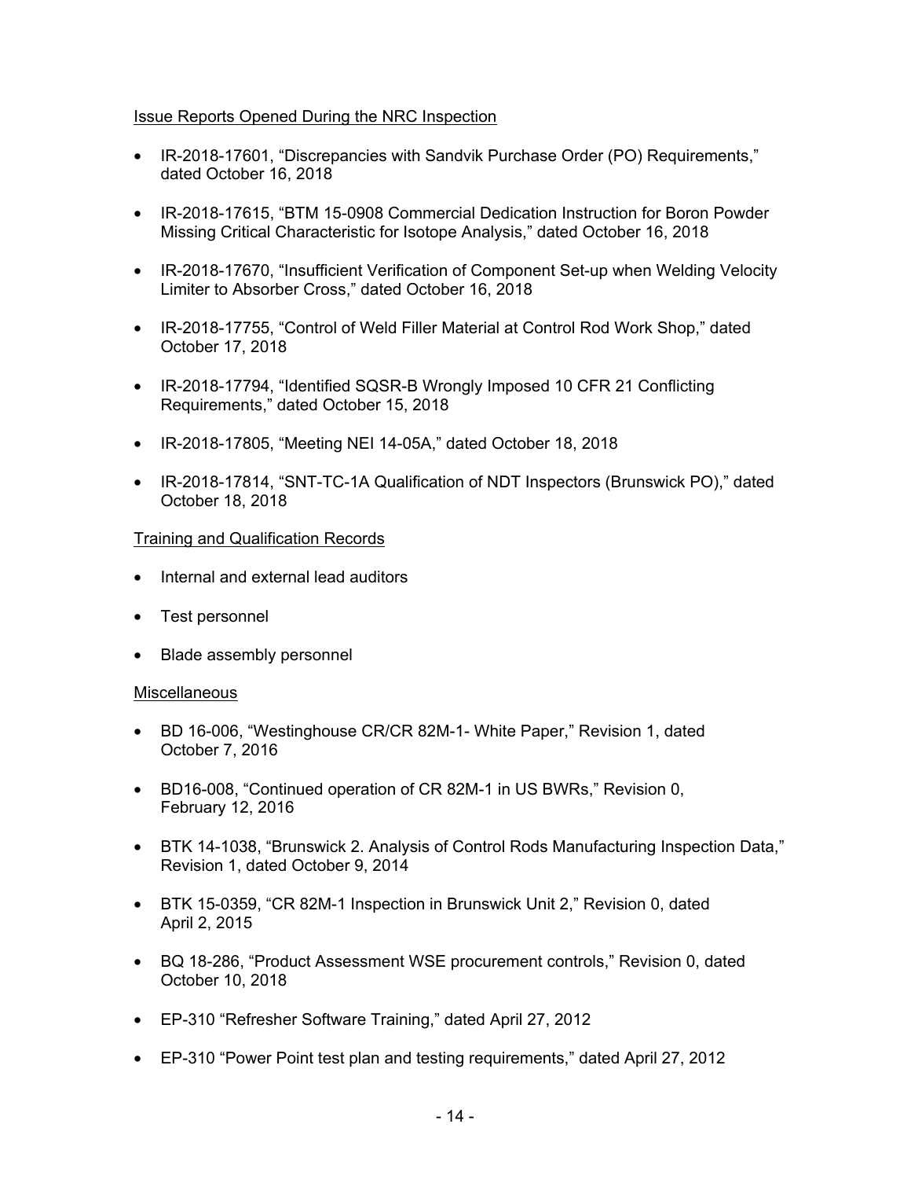Issue Reports Opened During the NRC Inspection

- IR-2018-17601, "Discrepancies with Sandvik Purchase Order (PO) Requirements," dated October 16, 2018
- IR-2018-17615, "BTM 15-0908 Commercial Dedication Instruction for Boron Powder Missing Critical Characteristic for Isotope Analysis," dated October 16, 2018
- IR-2018-17670, "Insufficient Verification of Component Set-up when Welding Velocity Limiter to Absorber Cross," dated October 16, 2018
- IR-2018-17755, "Control of Weld Filler Material at Control Rod Work Shop," dated October 17, 2018
- IR-2018-17794, "Identified SQSR-B Wrongly Imposed 10 CFR 21 Conflicting Requirements," dated October 15, 2018
- IR-2018-17805, "Meeting NEI 14-05A," dated October 18, 2018
- IR-2018-17814, "SNT-TC-1A Qualification of NDT Inspectors (Brunswick PO)," dated October 18, 2018

Training and Qualification Records

- Internal and external lead auditors
- Test personnel
- Blade assembly personnel

Miscellaneous

- BD 16-006, "Westinghouse CR/CR 82M-1- White Paper," Revision 1, dated October 7, 2016
- BD16-008, "Continued operation of CR 82M-1 in US BWRs," Revision 0, February 12, 2016
- BTK 14-1038, "Brunswick 2. Analysis of Control Rods Manufacturing Inspection Data," Revision 1, dated October 9, 2014
- BTK 15-0359, "CR 82M-1 Inspection in Brunswick Unit 2," Revision 0, dated April 2, 2015
- BQ 18-286, "Product Assessment WSE procurement controls," Revision 0, dated October 10, 2018
- EP-310 "Refresher Software Training," dated April 27, 2012
- EP-310 "Power Point test plan and testing requirements," dated April 27, 2012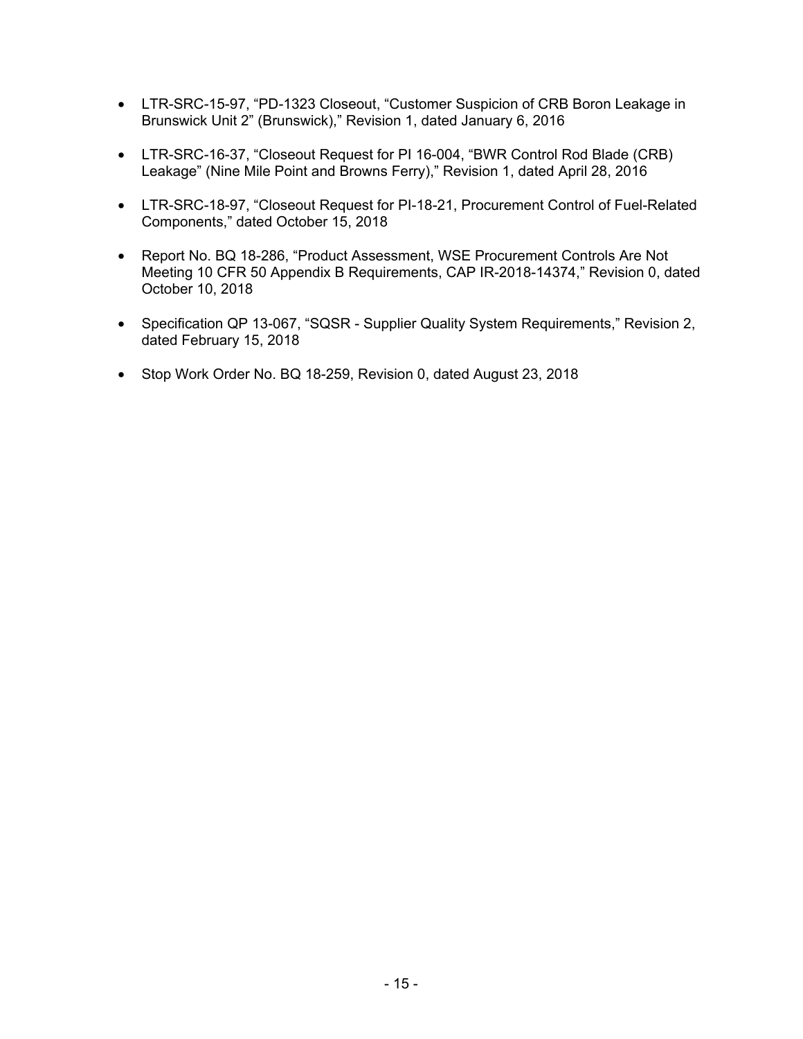- LTR-SRC-15-97, "PD-1323 Closeout, "Customer Suspicion of CRB Boron Leakage in Brunswick Unit 2" (Brunswick)," Revision 1, dated January 6, 2016

- LTR-SRC-16-37, "Closeout Request for PI 16-004, "BWR Control Rod Blade (CRB) Leakage" (Nine Mile Point and Browns Ferry)," Revision 1, dated April 28, 2016

- LTR-SRC-18-97, "Closeout Request for PI-18-21, Procurement Control of Fuel-Related Components," dated October 15, 2018

- Report No. BQ 18-286, "Product Assessment, WSE Procurement Controls Are Not Meeting 10 CFR 50 Appendix B Requirements, CAP IR-2018-14374," Revision 0, dated October 10, 2018

- Specification QP 13-067, "SQSR - Supplier Quality System Requirements," Revision 2, dated February 15, 2018

- Stop Work Order No. BQ 18-259, Revision 0, dated August 23, 2018